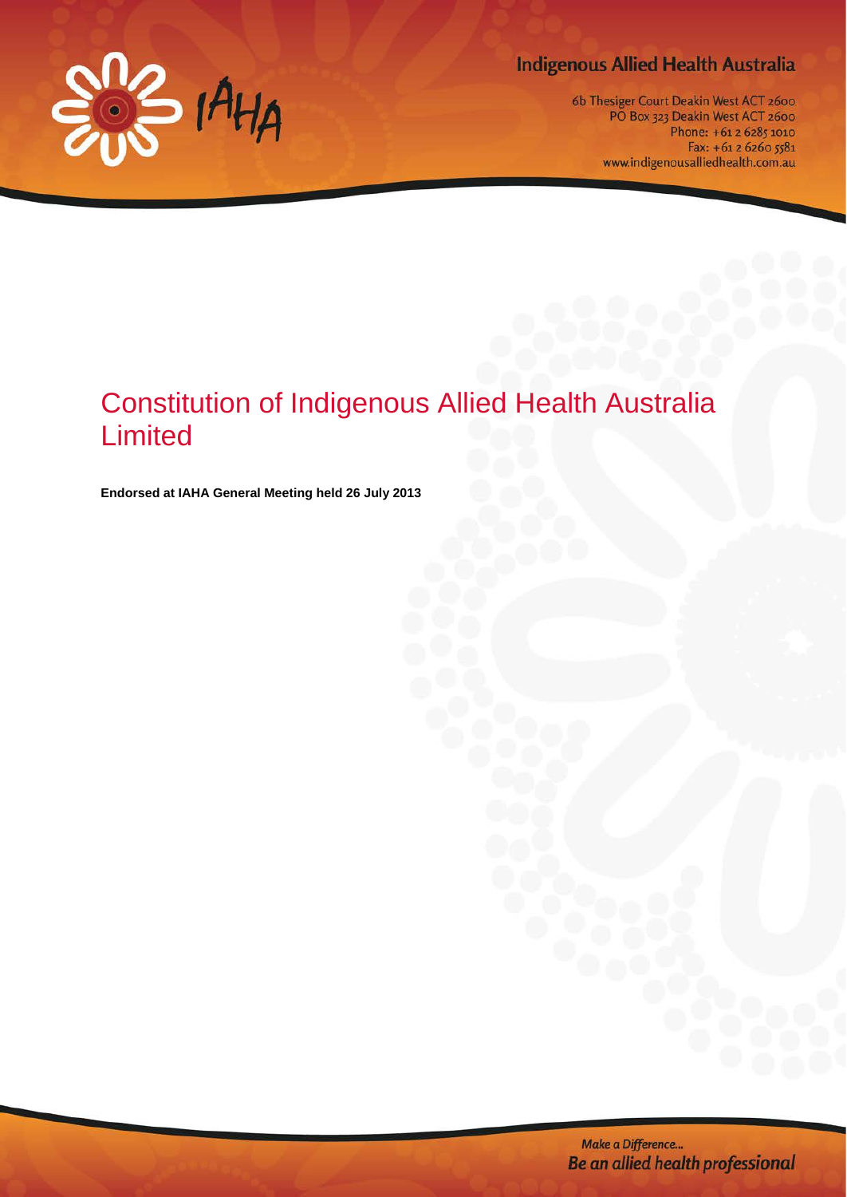Indigenous Allied Health Australia

6b Thesiger Court Deakin West ACT 2600
PO Box 323 Deakin West ACT 2600
Phone: +61 2 6285 1010
Fax: +61 2 6260 5581
www.indigenousalliedhealth.com.au

# Constitution of Indigenous Allied Health Australia Limited

**Endorsed at IAHA General Meeting held 26 July 2013**

*Make a Difference...*
***Be an allied health professional***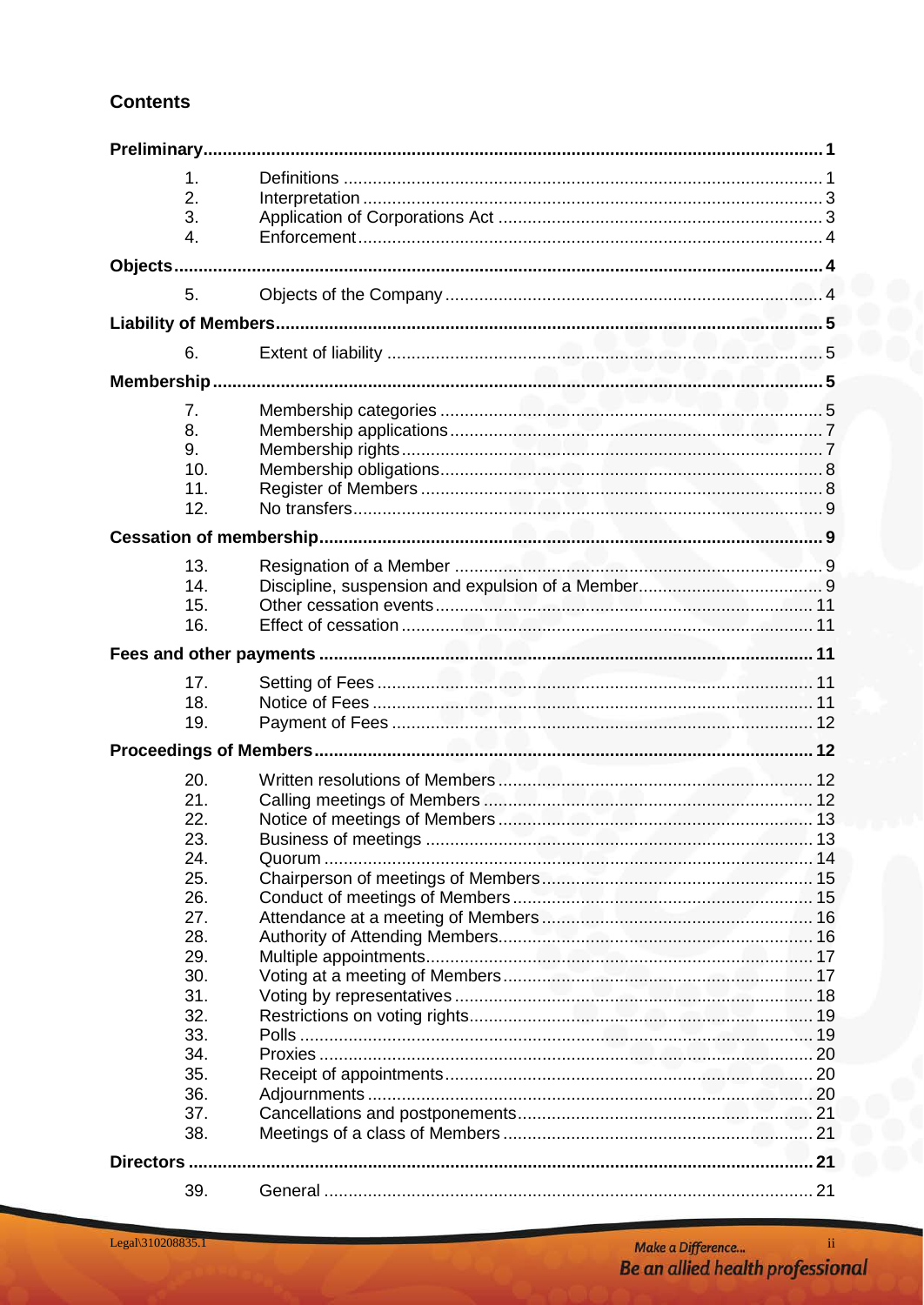## Contents

| | | |
|---|---|---|
| **Preliminary** | | **1** |
| 1. | Definitions | 1 |
| 2. | Interpretation | 3 |
| 3. | Application of Corporations Act | 3 |
| 4. | Enforcement | 4 |
| **Objects** | | **4** |
| 5. | Objects of the Company | 4 |
| **Liability of Members** | | **5** |
| 6. | Extent of liability | 5 |
| **Membership** | | **5** |
| 7. | Membership categories | 5 |
| 8. | Membership applications | 7 |
| 9. | Membership rights | 7 |
| 10. | Membership obligations | 8 |
| 11. | Register of Members | 8 |
| 12. | No transfers | 9 |
| **Cessation of membership** | | **9** |
| 13. | Resignation of a Member | 9 |
| 14. | Discipline, suspension and expulsion of a Member | 9 |
| 15. | Other cessation events | 11 |
| 16. | Effect of cessation | 11 |
| **Fees and other payments** | | **11** |
| 17. | Setting of Fees | 11 |
| 18. | Notice of Fees | 11 |
| 19. | Payment of Fees | 12 |
| **Proceedings of Members** | | **12** |
| 20. | Written resolutions of Members | 12 |
| 21. | Calling meetings of Members | 12 |
| 22. | Notice of meetings of Members | 13 |
| 23. | Business of meetings | 13 |
| 24. | Quorum | 14 |
| 25. | Chairperson of meetings of Members | 15 |
| 26. | Conduct of meetings of Members | 15 |
| 27. | Attendance at a meeting of Members | 16 |
| 28. | Authority of Attending Members | 16 |
| 29. | Multiple appointments | 17 |
| 30. | Voting at a meeting of Members | 17 |
| 31. | Voting by representatives | 18 |
| 32. | Restrictions on voting rights | 19 |
| 33. | Polls | 19 |
| 34. | Proxies | 20 |
| 35. | Receipt of appointments | 20 |
| 36. | Adjournments | 20 |
| 37. | Cancellations and postponements | 21 |
| 38. | Meetings of a class of Members | 21 |
| **Directors** | | **21** |
| 39. | General | 21 |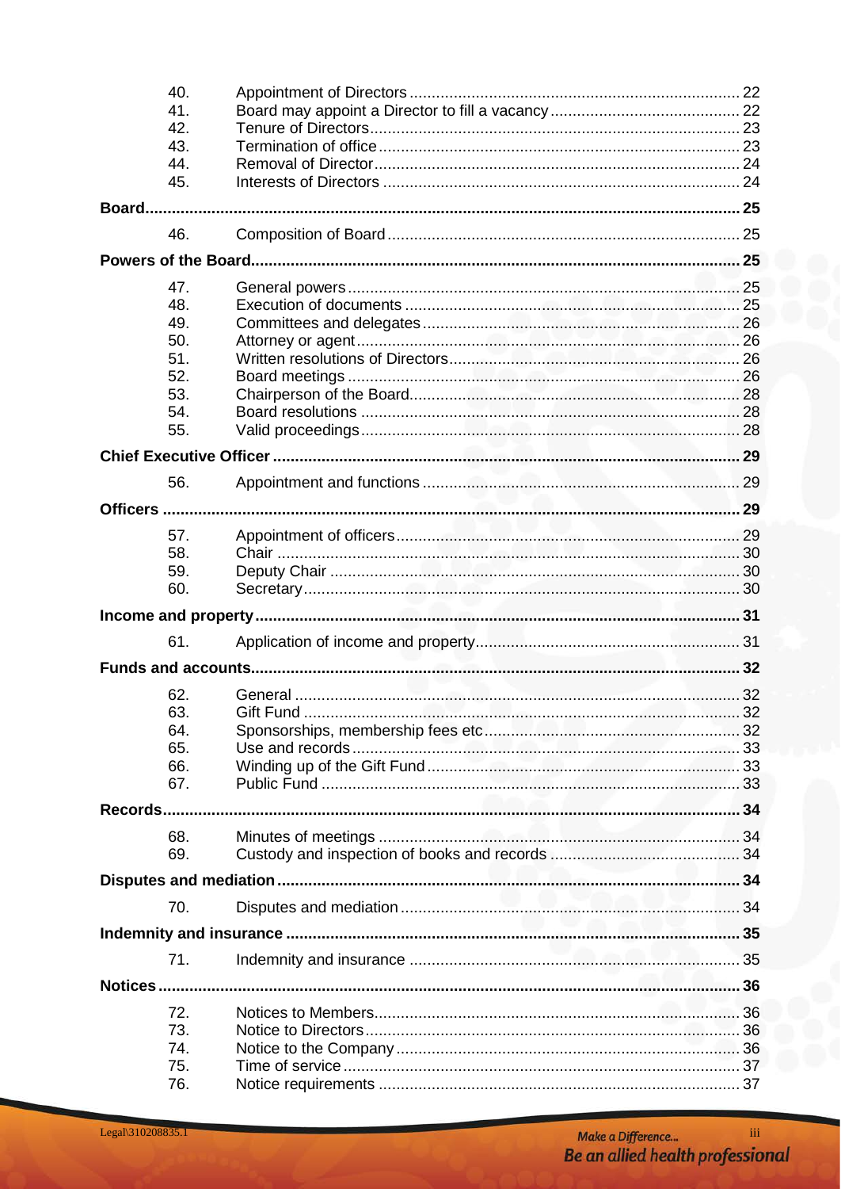| | | |
|---|---|---|
| 40. | Appointment of Directors | 22 |
| 41. | Board may appoint a Director to fill a vacancy | 22 |
| 42. | Tenure of Directors | 23 |
| 43. | Termination of office | 23 |
| 44. | Removal of Director | 24 |
| 45. | Interests of Directors | 24 |
| **Board** | | **25** |
| 46. | Composition of Board | 25 |
| **Powers of the Board** | | **25** |
| 47. | General powers | 25 |
| 48. | Execution of documents | 25 |
| 49. | Committees and delegates | 26 |
| 50. | Attorney or agent | 26 |
| 51. | Written resolutions of Directors | 26 |
| 52. | Board meetings | 26 |
| 53. | Chairperson of the Board | 28 |
| 54. | Board resolutions | 28 |
| 55. | Valid proceedings | 28 |
| **Chief Executive Officer** | | **29** |
| 56. | Appointment and functions | 29 |
| **Officers** | | **29** |
| 57. | Appointment of officers | 29 |
| 58. | Chair | 30 |
| 59. | Deputy Chair | 30 |
| 60. | Secretary | 30 |
| **Income and property** | | **31** |
| 61. | Application of income and property | 31 |
| **Funds and accounts** | | **32** |
| 62. | General | 32 |
| 63. | Gift Fund | 32 |
| 64. | Sponsorships, membership fees etc | 32 |
| 65. | Use and records | 33 |
| 66. | Winding up of the Gift Fund | 33 |
| 67. | Public Fund | 33 |
| **Records** | | **34** |
| 68. | Minutes of meetings | 34 |
| 69. | Custody and inspection of books and records | 34 |
| **Disputes and mediation** | | **34** |
| 70. | Disputes and mediation | 34 |
| **Indemnity and insurance** | | **35** |
| 71. | Indemnity and insurance | 35 |
| **Notices** | | **36** |
| 72. | Notices to Members | 36 |
| 73. | Notice to Directors | 36 |
| 74. | Notice to the Company | 36 |
| 75. | Time of service | 37 |
| 76. | Notice requirements | 37 |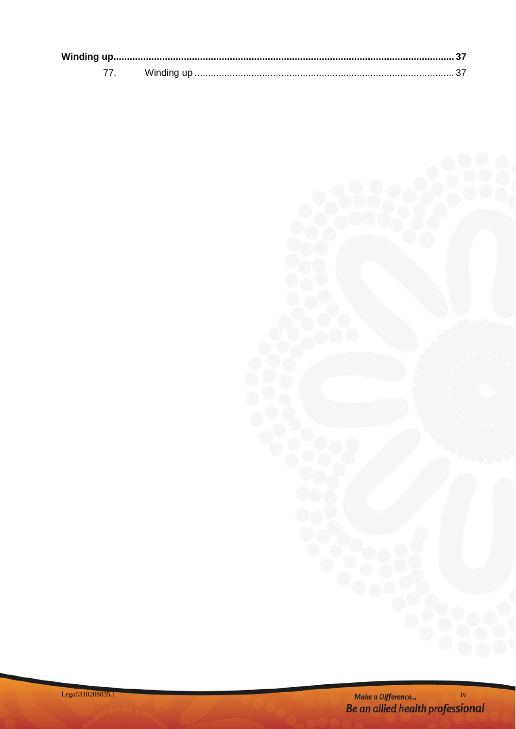**Winding up** ..................................................................................................................... **37**

77. Winding up ..................................................................................................... 37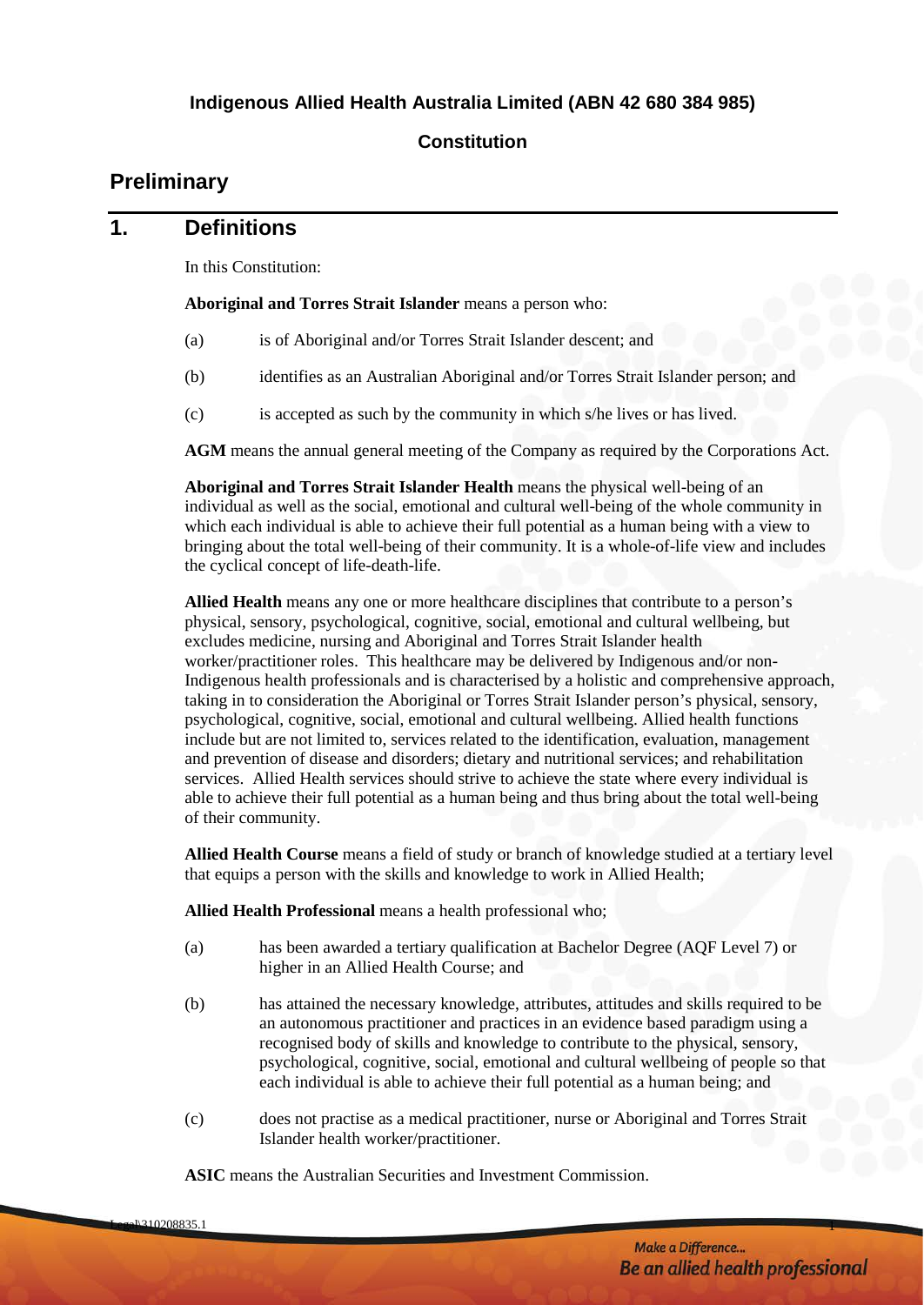**Indigenous Allied Health Australia Limited (ABN 42 680 384 985)**

**Constitution**

# Preliminary

## 1. Definitions

In this Constitution:

**Aboriginal and Torres Strait Islander** means a person who:

(a) is of Aboriginal and/or Torres Strait Islander descent; and

(b) identifies as an Australian Aboriginal and/or Torres Strait Islander person; and

(c) is accepted as such by the community in which s/he lives or has lived.

**AGM** means the annual general meeting of the Company as required by the Corporations Act.

**Aboriginal and Torres Strait Islander Health** means the physical well-being of an individual as well as the social, emotional and cultural well-being of the whole community in which each individual is able to achieve their full potential as a human being with a view to bringing about the total well-being of their community. It is a whole-of-life view and includes the cyclical concept of life-death-life.

**Allied Health** means any one or more healthcare disciplines that contribute to a person's physical, sensory, psychological, cognitive, social, emotional and cultural wellbeing, but excludes medicine, nursing and Aboriginal and Torres Strait Islander health worker/practitioner roles. This healthcare may be delivered by Indigenous and/or non-Indigenous health professionals and is characterised by a holistic and comprehensive approach, taking in to consideration the Aboriginal or Torres Strait Islander person's physical, sensory, psychological, cognitive, social, emotional and cultural wellbeing. Allied health functions include but are not limited to, services related to the identification, evaluation, management and prevention of disease and disorders; dietary and nutritional services; and rehabilitation services. Allied Health services should strive to achieve the state where every individual is able to achieve their full potential as a human being and thus bring about the total well-being of their community.

**Allied Health Course** means a field of study or branch of knowledge studied at a tertiary level that equips a person with the skills and knowledge to work in Allied Health;

**Allied Health Professional** means a health professional who;

(a) has been awarded a tertiary qualification at Bachelor Degree (AQF Level 7) or higher in an Allied Health Course; and

(b) has attained the necessary knowledge, attributes, attitudes and skills required to be an autonomous practitioner and practices in an evidence based paradigm using a recognised body of skills and knowledge to contribute to the physical, sensory, psychological, cognitive, social, emotional and cultural wellbeing of people so that each individual is able to achieve their full potential as a human being; and

(c) does not practise as a medical practitioner, nurse or Aboriginal and Torres Strait Islander health worker/practitioner.

**ASIC** means the Australian Securities and Investment Commission.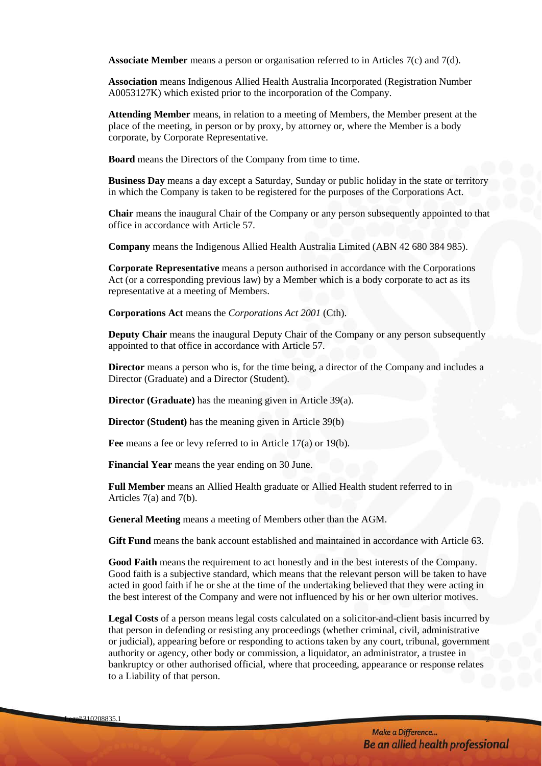**Associate Member** means a person or organisation referred to in Articles 7(c) and 7(d).

**Association** means Indigenous Allied Health Australia Incorporated (Registration Number A0053127K) which existed prior to the incorporation of the Company.

**Attending Member** means, in relation to a meeting of Members, the Member present at the place of the meeting, in person or by proxy, by attorney or, where the Member is a body corporate, by Corporate Representative.

**Board** means the Directors of the Company from time to time.

**Business Day** means a day except a Saturday, Sunday or public holiday in the state or territory in which the Company is taken to be registered for the purposes of the Corporations Act.

**Chair** means the inaugural Chair of the Company or any person subsequently appointed to that office in accordance with Article 57.

**Company** means the Indigenous Allied Health Australia Limited (ABN 42 680 384 985).

**Corporate Representative** means a person authorised in accordance with the Corporations Act (or a corresponding previous law) by a Member which is a body corporate to act as its representative at a meeting of Members.

**Corporations Act** means the *Corporations Act 2001* (Cth).

**Deputy Chair** means the inaugural Deputy Chair of the Company or any person subsequently appointed to that office in accordance with Article 57.

**Director** means a person who is, for the time being, a director of the Company and includes a Director (Graduate) and a Director (Student).

**Director (Graduate)** has the meaning given in Article 39(a).

**Director (Student)** has the meaning given in Article 39(b)

**Fee** means a fee or levy referred to in Article 17(a) or 19(b).

**Financial Year** means the year ending on 30 June.

**Full Member** means an Allied Health graduate or Allied Health student referred to in Articles 7(a) and 7(b).

**General Meeting** means a meeting of Members other than the AGM.

**Gift Fund** means the bank account established and maintained in accordance with Article 63.

**Good Faith** means the requirement to act honestly and in the best interests of the Company. Good faith is a subjective standard, which means that the relevant person will be taken to have acted in good faith if he or she at the time of the undertaking believed that they were acting in the best interest of the Company and were not influenced by his or her own ulterior motives.

**Legal Costs** of a person means legal costs calculated on a solicitor-and-client basis incurred by that person in defending or resisting any proceedings (whether criminal, civil, administrative or judicial), appearing before or responding to actions taken by any court, tribunal, government authority or agency, other body or commission, a liquidator, an administrator, a trustee in bankruptcy or other authorised official, where that proceeding, appearance or response relates to a Liability of that person.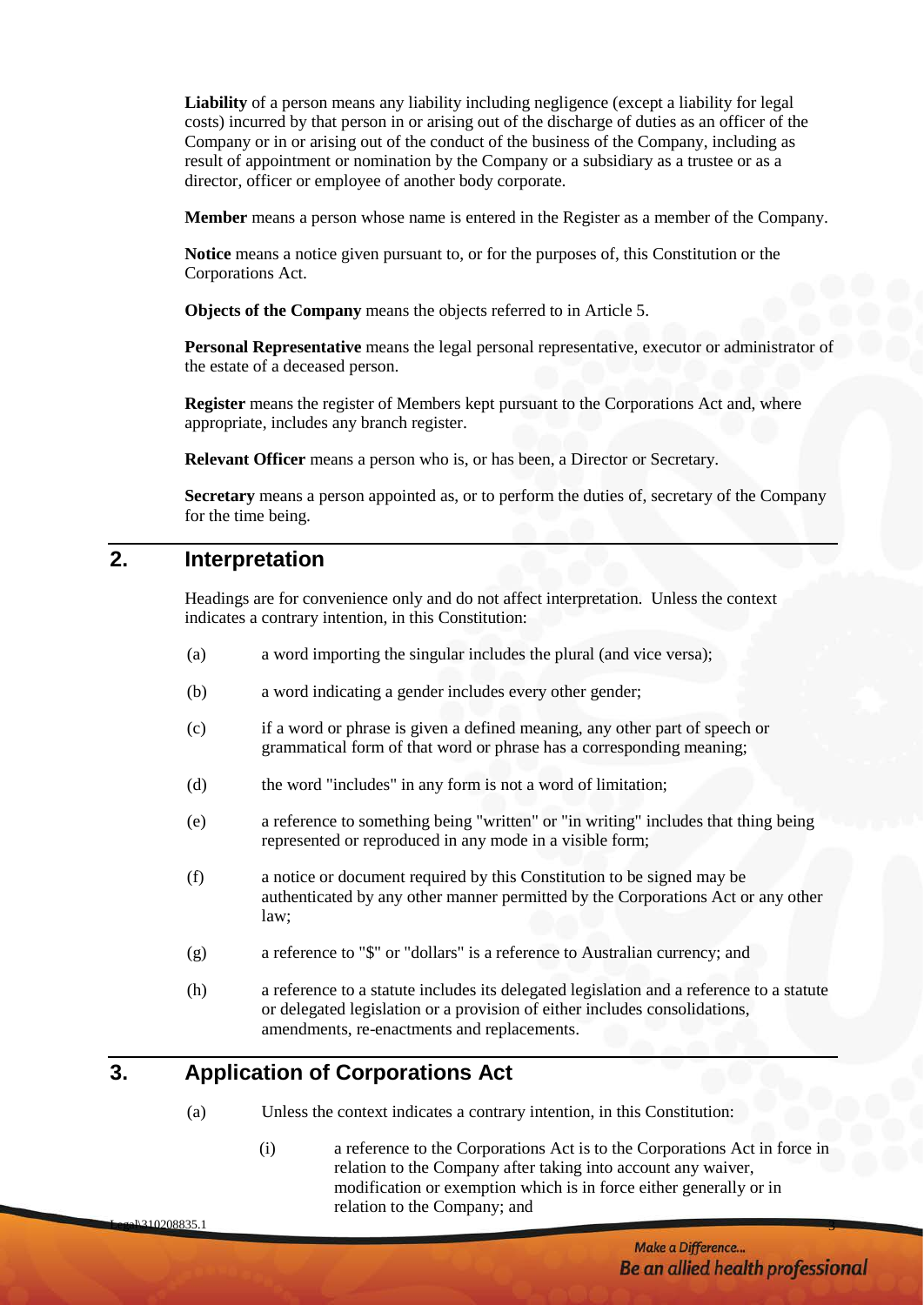**Liability** of a person means any liability including negligence (except a liability for legal costs) incurred by that person in or arising out of the discharge of duties as an officer of the Company or in or arising out of the conduct of the business of the Company, including as result of appointment or nomination by the Company or a subsidiary as a trustee or as a director, officer or employee of another body corporate.

**Member** means a person whose name is entered in the Register as a member of the Company.

**Notice** means a notice given pursuant to, or for the purposes of, this Constitution or the Corporations Act.

**Objects of the Company** means the objects referred to in Article 5.

**Personal Representative** means the legal personal representative, executor or administrator of the estate of a deceased person.

**Register** means the register of Members kept pursuant to the Corporations Act and, where appropriate, includes any branch register.

**Relevant Officer** means a person who is, or has been, a Director or Secretary.

**Secretary** means a person appointed as, or to perform the duties of, secretary of the Company for the time being.

## 2. Interpretation

Headings are for convenience only and do not affect interpretation. Unless the context indicates a contrary intention, in this Constitution:

(a) a word importing the singular includes the plural (and vice versa);

(b) a word indicating a gender includes every other gender;

(c) if a word or phrase is given a defined meaning, any other part of speech or grammatical form of that word or phrase has a corresponding meaning;

(d) the word "includes" in any form is not a word of limitation;

(e) a reference to something being "written" or "in writing" includes that thing being represented or reproduced in any mode in a visible form;

(f) a notice or document required by this Constitution to be signed may be authenticated by any other manner permitted by the Corporations Act or any other law;

(g) a reference to "$" or "dollars" is a reference to Australian currency; and

(h) a reference to a statute includes its delegated legislation and a reference to a statute or delegated legislation or a provision of either includes consolidations, amendments, re-enactments and replacements.

## 3. Application of Corporations Act

(a) Unless the context indicates a contrary intention, in this Constitution:

(i) a reference to the Corporations Act is to the Corporations Act in force in relation to the Company after taking into account any waiver, modification or exemption which is in force either generally or in relation to the Company; and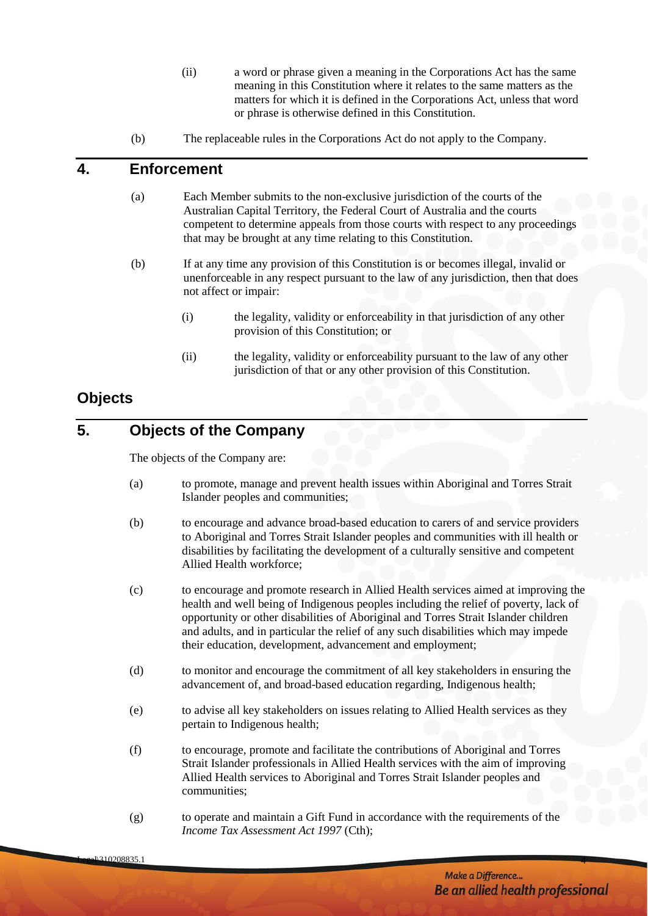(ii) a word or phrase given a meaning in the Corporations Act has the same meaning in this Constitution where it relates to the same matters as the matters for which it is defined in the Corporations Act, unless that word or phrase is otherwise defined in this Constitution.

(b) The replaceable rules in the Corporations Act do not apply to the Company.

## 4. Enforcement

(a) Each Member submits to the non-exclusive jurisdiction of the courts of the Australian Capital Territory, the Federal Court of Australia and the courts competent to determine appeals from those courts with respect to any proceedings that may be brought at any time relating to this Constitution.

(b) If at any time any provision of this Constitution is or becomes illegal, invalid or unenforceable in any respect pursuant to the law of any jurisdiction, then that does not affect or impair:

(i) the legality, validity or enforceability in that jurisdiction of any other provision of this Constitution; or

(ii) the legality, validity or enforceability pursuant to the law of any other jurisdiction of that or any other provision of this Constitution.

# Objects

## 5. Objects of the Company

The objects of the Company are:

(a) to promote, manage and prevent health issues within Aboriginal and Torres Strait Islander peoples and communities;

(b) to encourage and advance broad-based education to carers of and service providers to Aboriginal and Torres Strait Islander peoples and communities with ill health or disabilities by facilitating the development of a culturally sensitive and competent Allied Health workforce;

(c) to encourage and promote research in Allied Health services aimed at improving the health and well being of Indigenous peoples including the relief of poverty, lack of opportunity or other disabilities of Aboriginal and Torres Strait Islander children and adults, and in particular the relief of any such disabilities which may impede their education, development, advancement and employment;

(d) to monitor and encourage the commitment of all key stakeholders in ensuring the advancement of, and broad-based education regarding, Indigenous health;

(e) to advise all key stakeholders on issues relating to Allied Health services as they pertain to Indigenous health;

(f) to encourage, promote and facilitate the contributions of Aboriginal and Torres Strait Islander professionals in Allied Health services with the aim of improving Allied Health services to Aboriginal and Torres Strait Islander peoples and communities;

(g) to operate and maintain a Gift Fund in accordance with the requirements of the *Income Tax Assessment Act 1997* (Cth);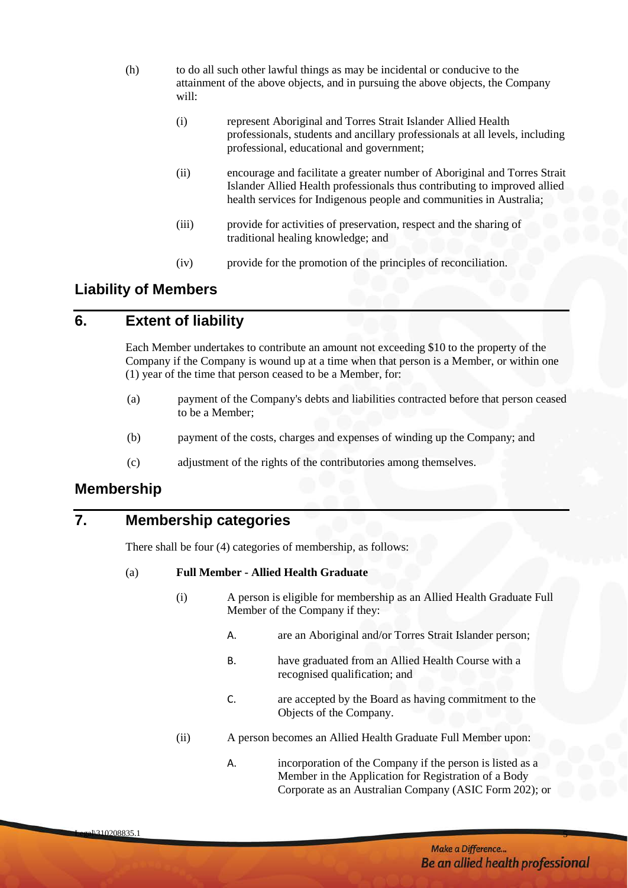(h) to do all such other lawful things as may be incidental or conducive to the attainment of the above objects, and in pursuing the above objects, the Company will:

  (i) represent Aboriginal and Torres Strait Islander Allied Health professionals, students and ancillary professionals at all levels, including professional, educational and government;

  (ii) encourage and facilitate a greater number of Aboriginal and Torres Strait Islander Allied Health professionals thus contributing to improved allied health services for Indigenous people and communities in Australia;

  (iii) provide for activities of preservation, respect and the sharing of traditional healing knowledge; and

  (iv) provide for the promotion of the principles of reconciliation.

## Liability of Members

## 6. Extent of liability

Each Member undertakes to contribute an amount not exceeding $10 to the property of the Company if the Company is wound up at a time when that person is a Member, or within one (1) year of the time that person ceased to be a Member, for:

(a) payment of the Company's debts and liabilities contracted before that person ceased to be a Member;

(b) payment of the costs, charges and expenses of winding up the Company; and

(c) adjustment of the rights of the contributories among themselves.

## Membership

## 7. Membership categories

There shall be four (4) categories of membership, as follows:

(a) **Full Member - Allied Health Graduate**

  (i) A person is eligible for membership as an Allied Health Graduate Full Member of the Company if they:

    A. are an Aboriginal and/or Torres Strait Islander person;

    B. have graduated from an Allied Health Course with a recognised qualification; and

    C. are accepted by the Board as having commitment to the Objects of the Company.

  (ii) A person becomes an Allied Health Graduate Full Member upon:

    A. incorporation of the Company if the person is listed as a Member in the Application for Registration of a Body Corporate as an Australian Company (ASIC Form 202); or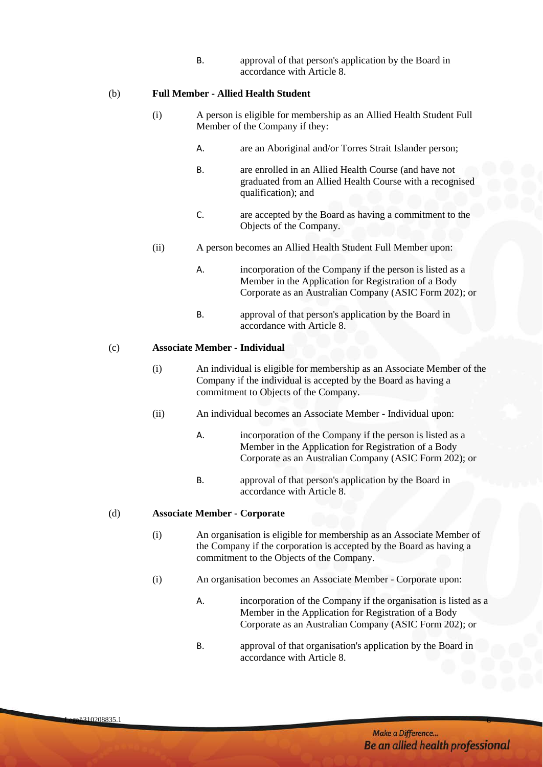B. approval of that person's application by the Board in accordance with Article 8.

(b) **Full Member - Allied Health Student**

(i) A person is eligible for membership as an Allied Health Student Full Member of the Company if they:

A. are an Aboriginal and/or Torres Strait Islander person;

B. are enrolled in an Allied Health Course (and have not graduated from an Allied Health Course with a recognised qualification); and

C. are accepted by the Board as having a commitment to the Objects of the Company.

(ii) A person becomes an Allied Health Student Full Member upon:

A. incorporation of the Company if the person is listed as a Member in the Application for Registration of a Body Corporate as an Australian Company (ASIC Form 202); or

B. approval of that person's application by the Board in accordance with Article 8.

(c) **Associate Member - Individual**

(i) An individual is eligible for membership as an Associate Member of the Company if the individual is accepted by the Board as having a commitment to Objects of the Company.

(ii) An individual becomes an Associate Member - Individual upon:

A. incorporation of the Company if the person is listed as a Member in the Application for Registration of a Body Corporate as an Australian Company (ASIC Form 202); or

B. approval of that person's application by the Board in accordance with Article 8.

(d) **Associate Member - Corporate**

(i) An organisation is eligible for membership as an Associate Member of the Company if the corporation is accepted by the Board as having a commitment to the Objects of the Company.

(i) An organisation becomes an Associate Member - Corporate upon:

A. incorporation of the Company if the organisation is listed as a Member in the Application for Registration of a Body Corporate as an Australian Company (ASIC Form 202); or

B. approval of that organisation's application by the Board in accordance with Article 8.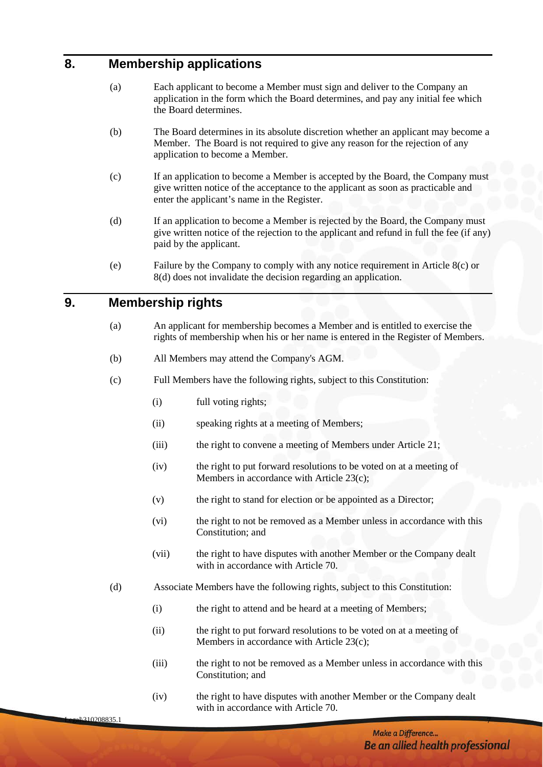## 8. Membership applications

(a) Each applicant to become a Member must sign and deliver to the Company an application in the form which the Board determines, and pay any initial fee which the Board determines.

(b) The Board determines in its absolute discretion whether an applicant may become a Member. The Board is not required to give any reason for the rejection of any application to become a Member.

(c) If an application to become a Member is accepted by the Board, the Company must give written notice of the acceptance to the applicant as soon as practicable and enter the applicant's name in the Register.

(d) If an application to become a Member is rejected by the Board, the Company must give written notice of the rejection to the applicant and refund in full the fee (if any) paid by the applicant.

(e) Failure by the Company to comply with any notice requirement in Article 8(c) or 8(d) does not invalidate the decision regarding an application.

## 9. Membership rights

(a) An applicant for membership becomes a Member and is entitled to exercise the rights of membership when his or her name is entered in the Register of Members.

(b) All Members may attend the Company's AGM.

(c) Full Members have the following rights, subject to this Constitution:

- (i) full voting rights;
- (ii) speaking rights at a meeting of Members;
- (iii) the right to convene a meeting of Members under Article 21;
- (iv) the right to put forward resolutions to be voted on at a meeting of Members in accordance with Article 23(c);
- (v) the right to stand for election or be appointed as a Director;
- (vi) the right to not be removed as a Member unless in accordance with this Constitution; and
- (vii) the right to have disputes with another Member or the Company dealt with in accordance with Article 70.

(d) Associate Members have the following rights, subject to this Constitution:

- (i) the right to attend and be heard at a meeting of Members;
- (ii) the right to put forward resolutions to be voted on at a meeting of Members in accordance with Article 23(c);
- (iii) the right to not be removed as a Member unless in accordance with this Constitution; and
- (iv) the right to have disputes with another Member or the Company dealt with in accordance with Article 70.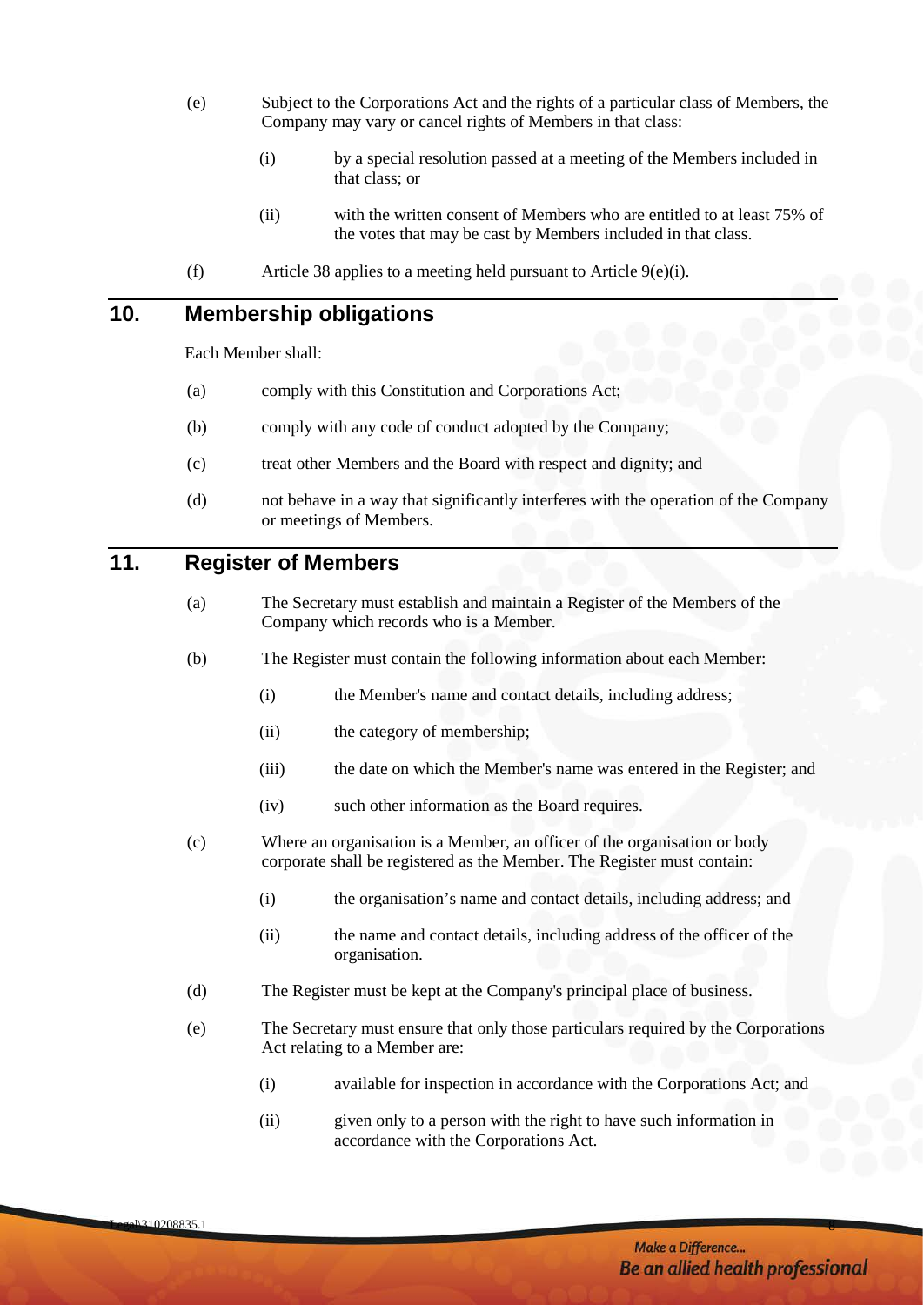(e) Subject to the Corporations Act and the rights of a particular class of Members, the Company may vary or cancel rights of Members in that class:

   (i) by a special resolution passed at a meeting of the Members included in that class; or

   (ii) with the written consent of Members who are entitled to at least 75% of the votes that may be cast by Members included in that class.

(f) Article 38 applies to a meeting held pursuant to Article 9(e)(i).

## 10. Membership obligations

Each Member shall:

(a) comply with this Constitution and Corporations Act;

(b) comply with any code of conduct adopted by the Company;

(c) treat other Members and the Board with respect and dignity; and

(d) not behave in a way that significantly interferes with the operation of the Company or meetings of Members.

## 11. Register of Members

(a) The Secretary must establish and maintain a Register of the Members of the Company which records who is a Member.

(b) The Register must contain the following information about each Member:

   (i) the Member's name and contact details, including address;

   (ii) the category of membership;

   (iii) the date on which the Member's name was entered in the Register; and

   (iv) such other information as the Board requires.

(c) Where an organisation is a Member, an officer of the organisation or body corporate shall be registered as the Member. The Register must contain:

   (i) the organisation's name and contact details, including address; and

   (ii) the name and contact details, including address of the officer of the organisation.

(d) The Register must be kept at the Company's principal place of business.

(e) The Secretary must ensure that only those particulars required by the Corporations Act relating to a Member are:

   (i) available for inspection in accordance with the Corporations Act; and

   (ii) given only to a person with the right to have such information in accordance with the Corporations Act.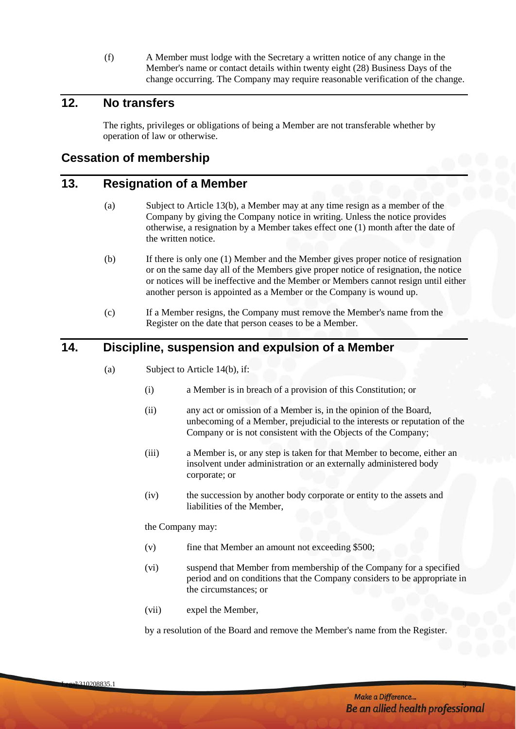(f) A Member must lodge with the Secretary a written notice of any change in the Member's name or contact details within twenty eight (28) Business Days of the change occurring. The Company may require reasonable verification of the change.

## 12. No transfers

The rights, privileges or obligations of being a Member are not transferable whether by operation of law or otherwise.

# Cessation of membership

## 13. Resignation of a Member

(a) Subject to Article 13(b), a Member may at any time resign as a member of the Company by giving the Company notice in writing. Unless the notice provides otherwise, a resignation by a Member takes effect one (1) month after the date of the written notice.

(b) If there is only one (1) Member and the Member gives proper notice of resignation or on the same day all of the Members give proper notice of resignation, the notice or notices will be ineffective and the Member or Members cannot resign until either another person is appointed as a Member or the Company is wound up.

(c) If a Member resigns, the Company must remove the Member's name from the Register on the date that person ceases to be a Member.

## 14. Discipline, suspension and expulsion of a Member

(a) Subject to Article 14(b), if:

(i) a Member is in breach of a provision of this Constitution; or

(ii) any act or omission of a Member is, in the opinion of the Board, unbecoming of a Member, prejudicial to the interests or reputation of the Company or is not consistent with the Objects of the Company;

(iii) a Member is, or any step is taken for that Member to become, either an insolvent under administration or an externally administered body corporate; or

(iv) the succession by another body corporate or entity to the assets and liabilities of the Member,

the Company may:

(v) fine that Member an amount not exceeding $500;

(vi) suspend that Member from membership of the Company for a specified period and on conditions that the Company considers to be appropriate in the circumstances; or

(vii) expel the Member,

by a resolution of the Board and remove the Member's name from the Register.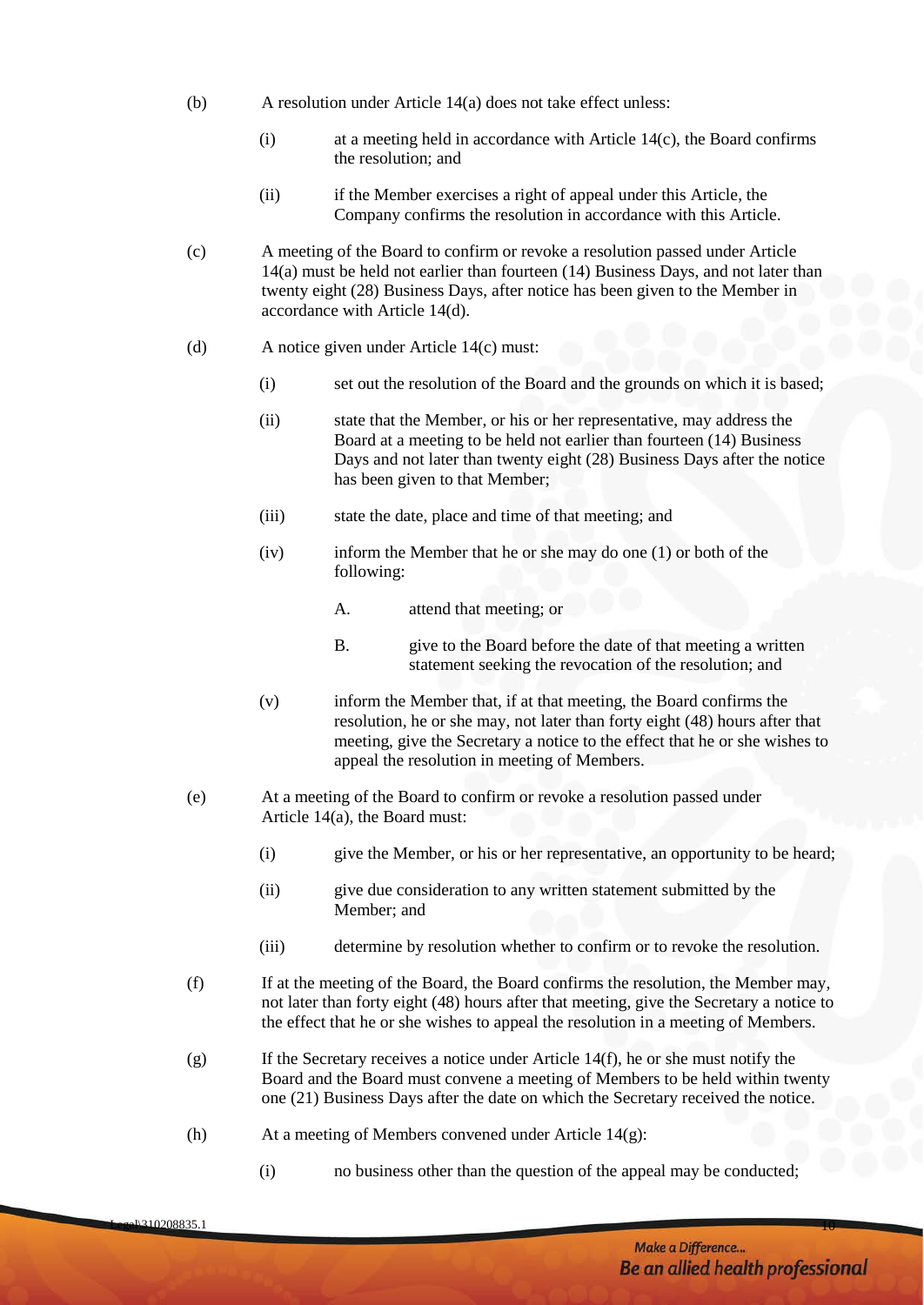(b) A resolution under Article 14(a) does not take effect unless:

   (i) at a meeting held in accordance with Article 14(c), the Board confirms the resolution; and

   (ii) if the Member exercises a right of appeal under this Article, the Company confirms the resolution in accordance with this Article.

(c) A meeting of the Board to confirm or revoke a resolution passed under Article 14(a) must be held not earlier than fourteen (14) Business Days, and not later than twenty eight (28) Business Days, after notice has been given to the Member in accordance with Article 14(d).

(d) A notice given under Article 14(c) must:

   (i) set out the resolution of the Board and the grounds on which it is based;

   (ii) state that the Member, or his or her representative, may address the Board at a meeting to be held not earlier than fourteen (14) Business Days and not later than twenty eight (28) Business Days after the notice has been given to that Member;

   (iii) state the date, place and time of that meeting; and

   (iv) inform the Member that he or she may do one (1) or both of the following:

      A. attend that meeting; or

      B. give to the Board before the date of that meeting a written statement seeking the revocation of the resolution; and

   (v) inform the Member that, if at that meeting, the Board confirms the resolution, he or she may, not later than forty eight (48) hours after that meeting, give the Secretary a notice to the effect that he or she wishes to appeal the resolution in meeting of Members.

(e) At a meeting of the Board to confirm or revoke a resolution passed under Article 14(a), the Board must:

   (i) give the Member, or his or her representative, an opportunity to be heard;

   (ii) give due consideration to any written statement submitted by the Member; and

   (iii) determine by resolution whether to confirm or to revoke the resolution.

(f) If at the meeting of the Board, the Board confirms the resolution, the Member may, not later than forty eight (48) hours after that meeting, give the Secretary a notice to the effect that he or she wishes to appeal the resolution in a meeting of Members.

(g) If the Secretary receives a notice under Article 14(f), he or she must notify the Board and the Board must convene a meeting of Members to be held within twenty one (21) Business Days after the date on which the Secretary received the notice.

(h) At a meeting of Members convened under Article 14(g):

   (i) no business other than the question of the appeal may be conducted;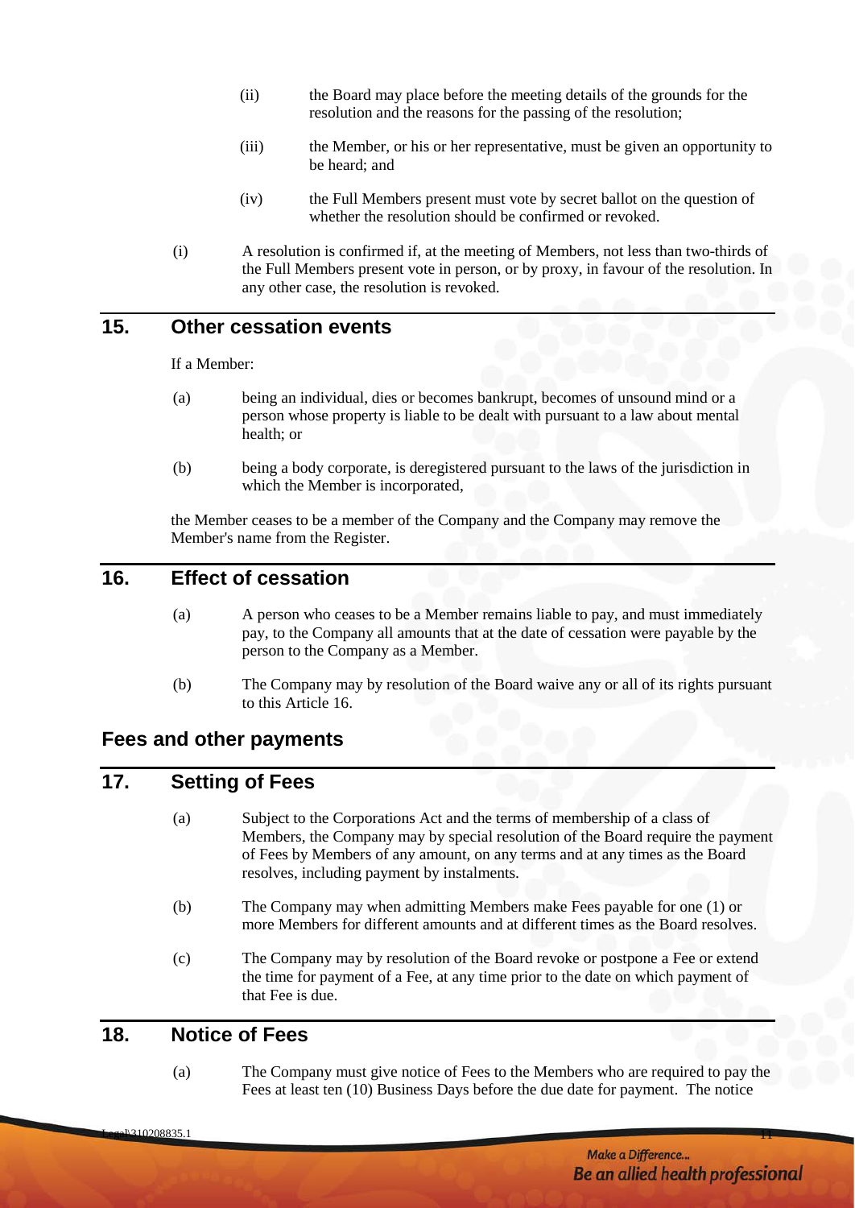(ii) the Board may place before the meeting details of the grounds for the resolution and the reasons for the passing of the resolution;

(iii) the Member, or his or her representative, must be given an opportunity to be heard; and

(iv) the Full Members present must vote by secret ballot on the question of whether the resolution should be confirmed or revoked.

(i) A resolution is confirmed if, at the meeting of Members, not less than two-thirds of the Full Members present vote in person, or by proxy, in favour of the resolution. In any other case, the resolution is revoked.

## 15. Other cessation events

If a Member:

(a) being an individual, dies or becomes bankrupt, becomes of unsound mind or a person whose property is liable to be dealt with pursuant to a law about mental health; or

(b) being a body corporate, is deregistered pursuant to the laws of the jurisdiction in which the Member is incorporated,

the Member ceases to be a member of the Company and the Company may remove the Member's name from the Register.

## 16. Effect of cessation

(a) A person who ceases to be a Member remains liable to pay, and must immediately pay, to the Company all amounts that at the date of cessation were payable by the person to the Company as a Member.

(b) The Company may by resolution of the Board waive any or all of its rights pursuant to this Article 16.

# Fees and other payments

## 17. Setting of Fees

(a) Subject to the Corporations Act and the terms of membership of a class of Members, the Company may by special resolution of the Board require the payment of Fees by Members of any amount, on any terms and at any times as the Board resolves, including payment by instalments.

(b) The Company may when admitting Members make Fees payable for one (1) or more Members for different amounts and at different times as the Board resolves.

(c) The Company may by resolution of the Board revoke or postpone a Fee or extend the time for payment of a Fee, at any time prior to the date on which payment of that Fee is due.

## 18. Notice of Fees

(a) The Company must give notice of Fees to the Members who are required to pay the Fees at least ten (10) Business Days before the due date for payment. The notice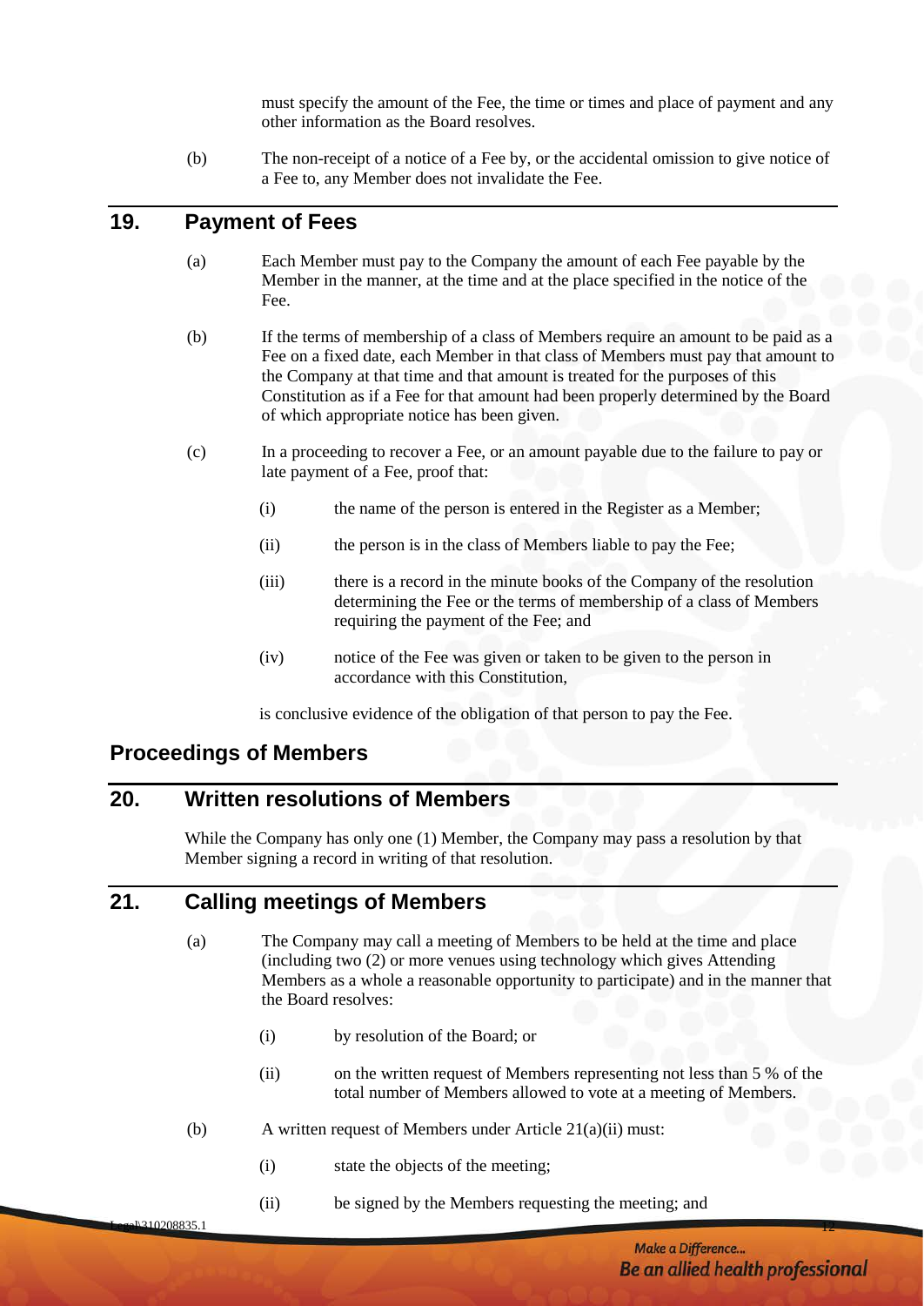must specify the amount of the Fee, the time or times and place of payment and any other information as the Board resolves.

(b) The non-receipt of a notice of a Fee by, or the accidental omission to give notice of a Fee to, any Member does not invalidate the Fee.

## 19. Payment of Fees

(a) Each Member must pay to the Company the amount of each Fee payable by the Member in the manner, at the time and at the place specified in the notice of the Fee.

(b) If the terms of membership of a class of Members require an amount to be paid as a Fee on a fixed date, each Member in that class of Members must pay that amount to the Company at that time and that amount is treated for the purposes of this Constitution as if a Fee for that amount had been properly determined by the Board of which appropriate notice has been given.

(c) In a proceeding to recover a Fee, or an amount payable due to the failure to pay or late payment of a Fee, proof that:

(i) the name of the person is entered in the Register as a Member;

(ii) the person is in the class of Members liable to pay the Fee;

(iii) there is a record in the minute books of the Company of the resolution determining the Fee or the terms of membership of a class of Members requiring the payment of the Fee; and

(iv) notice of the Fee was given or taken to be given to the person in accordance with this Constitution,

is conclusive evidence of the obligation of that person to pay the Fee.

# Proceedings of Members

## 20. Written resolutions of Members

While the Company has only one (1) Member, the Company may pass a resolution by that Member signing a record in writing of that resolution.

## 21. Calling meetings of Members

(a) The Company may call a meeting of Members to be held at the time and place (including two (2) or more venues using technology which gives Attending Members as a whole a reasonable opportunity to participate) and in the manner that the Board resolves:

(i) by resolution of the Board; or

(ii) on the written request of Members representing not less than 5 % of the total number of Members allowed to vote at a meeting of Members.

(b) A written request of Members under Article 21(a)(ii) must:

(i) state the objects of the meeting;

(ii) be signed by the Members requesting the meeting; and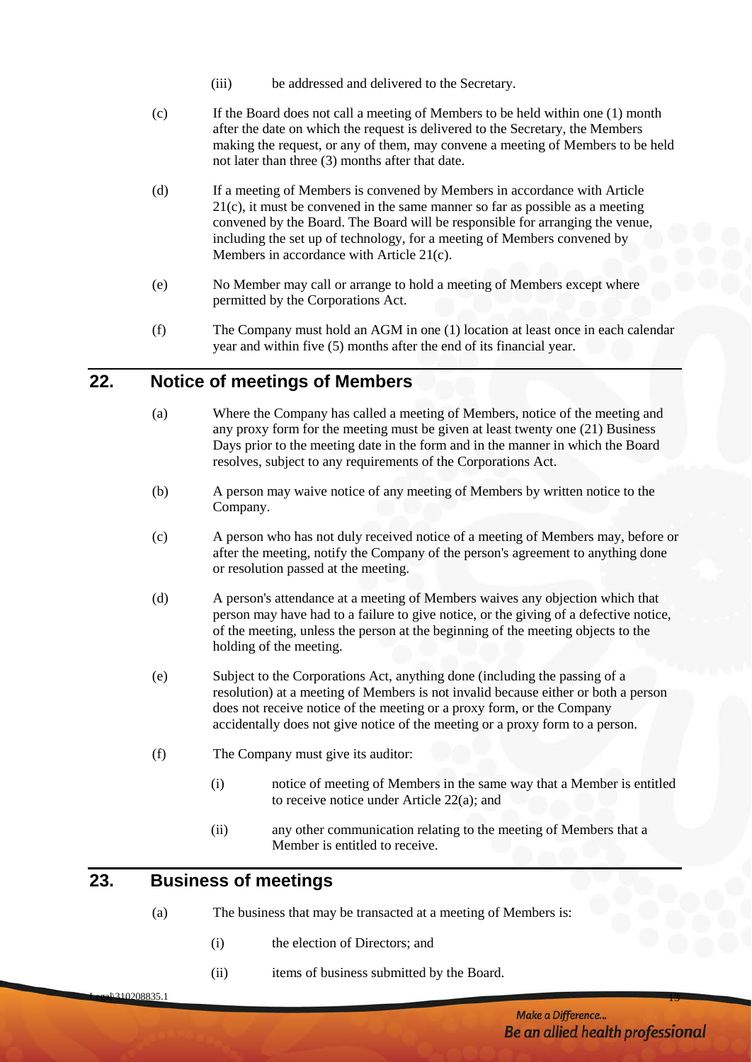(iii) be addressed and delivered to the Secretary.

(c) If the Board does not call a meeting of Members to be held within one (1) month after the date on which the request is delivered to the Secretary, the Members making the request, or any of them, may convene a meeting of Members to be held not later than three (3) months after that date.

(d) If a meeting of Members is convened by Members in accordance with Article 21(c), it must be convened in the same manner so far as possible as a meeting convened by the Board. The Board will be responsible for arranging the venue, including the set up of technology, for a meeting of Members convened by Members in accordance with Article 21(c).

(e) No Member may call or arrange to hold a meeting of Members except where permitted by the Corporations Act.

(f) The Company must hold an AGM in one (1) location at least once in each calendar year and within five (5) months after the end of its financial year.

## 22. Notice of meetings of Members

(a) Where the Company has called a meeting of Members, notice of the meeting and any proxy form for the meeting must be given at least twenty one (21) Business Days prior to the meeting date in the form and in the manner in which the Board resolves, subject to any requirements of the Corporations Act.

(b) A person may waive notice of any meeting of Members by written notice to the Company.

(c) A person who has not duly received notice of a meeting of Members may, before or after the meeting, notify the Company of the person's agreement to anything done or resolution passed at the meeting.

(d) A person's attendance at a meeting of Members waives any objection which that person may have had to a failure to give notice, or the giving of a defective notice, of the meeting, unless the person at the beginning of the meeting objects to the holding of the meeting.

(e) Subject to the Corporations Act, anything done (including the passing of a resolution) at a meeting of Members is not invalid because either or both a person does not receive notice of the meeting or a proxy form, or the Company accidentally does not give notice of the meeting or a proxy form to a person.

(f) The Company must give its auditor:

(i) notice of meeting of Members in the same way that a Member is entitled to receive notice under Article 22(a); and

(ii) any other communication relating to the meeting of Members that a Member is entitled to receive.

## 23. Business of meetings

(a) The business that may be transacted at a meeting of Members is:

(i) the election of Directors; and

(ii) items of business submitted by the Board.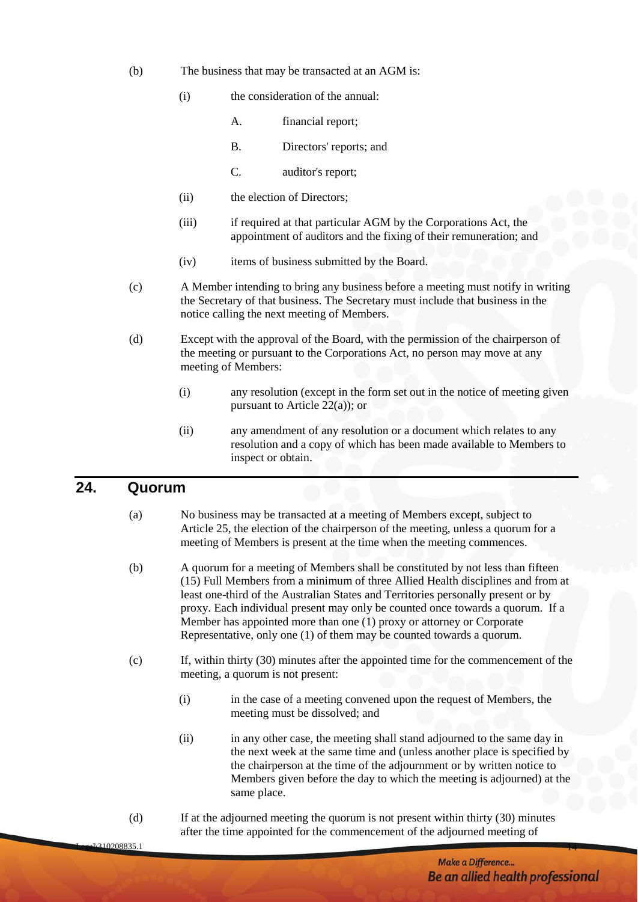(b) The business that may be transacted at an AGM is:

   (i) the consideration of the annual:

      A. financial report;

      B. Directors' reports; and

      C. auditor's report;

   (ii) the election of Directors;

   (iii) if required at that particular AGM by the Corporations Act, the appointment of auditors and the fixing of their remuneration; and

   (iv) items of business submitted by the Board.

(c) A Member intending to bring any business before a meeting must notify in writing the Secretary of that business. The Secretary must include that business in the notice calling the next meeting of Members.

(d) Except with the approval of the Board, with the permission of the chairperson of the meeting or pursuant to the Corporations Act, no person may move at any meeting of Members:

   (i) any resolution (except in the form set out in the notice of meeting given pursuant to Article 22(a)); or

   (ii) any amendment of any resolution or a document which relates to any resolution and a copy of which has been made available to Members to inspect or obtain.

## 24. Quorum

(a) No business may be transacted at a meeting of Members except, subject to Article 25, the election of the chairperson of the meeting, unless a quorum for a meeting of Members is present at the time when the meeting commences.

(b) A quorum for a meeting of Members shall be constituted by not less than fifteen (15) Full Members from a minimum of three Allied Health disciplines and from at least one-third of the Australian States and Territories personally present or by proxy. Each individual present may only be counted once towards a quorum. If a Member has appointed more than one (1) proxy or attorney or Corporate Representative, only one (1) of them may be counted towards a quorum.

(c) If, within thirty (30) minutes after the appointed time for the commencement of the meeting, a quorum is not present:

   (i) in the case of a meeting convened upon the request of Members, the meeting must be dissolved; and

   (ii) in any other case, the meeting shall stand adjourned to the same day in the next week at the same time and (unless another place is specified by the chairperson at the time of the adjournment or by written notice to Members given before the day to which the meeting is adjourned) at the same place.

(d) If at the adjourned meeting the quorum is not present within thirty (30) minutes after the time appointed for the commencement of the adjourned meeting of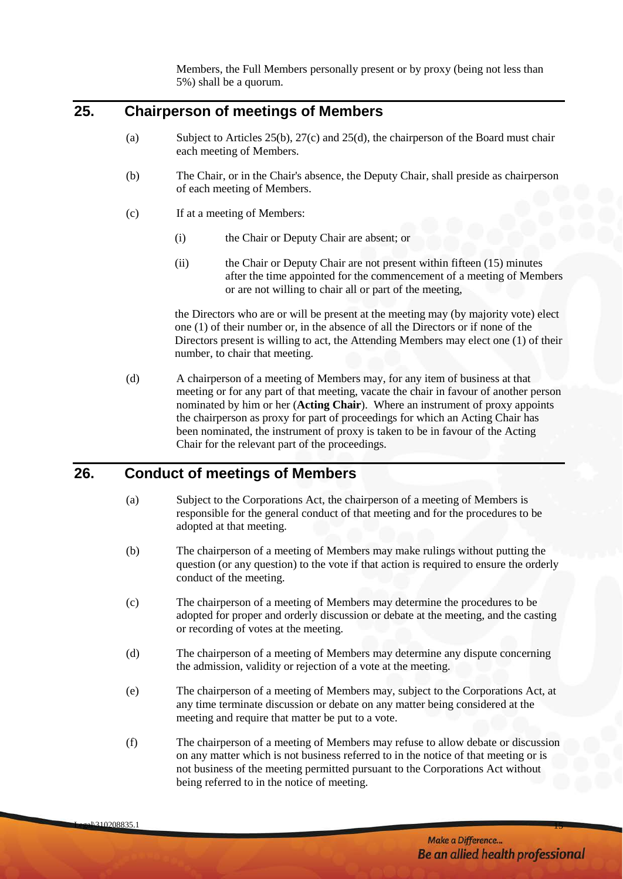Members, the Full Members personally present or by proxy (being not less than 5%) shall be a quorum.

## 25. Chairperson of meetings of Members

(a) Subject to Articles 25(b), 27(c) and 25(d), the chairperson of the Board must chair each meeting of Members.

(b) The Chair, or in the Chair's absence, the Deputy Chair, shall preside as chairperson of each meeting of Members.

(c) If at a meeting of Members:

(i) the Chair or Deputy Chair are absent; or

(ii) the Chair or Deputy Chair are not present within fifteen (15) minutes after the time appointed for the commencement of a meeting of Members or are not willing to chair all or part of the meeting,

the Directors who are or will be present at the meeting may (by majority vote) elect one (1) of their number or, in the absence of all the Directors or if none of the Directors present is willing to act, the Attending Members may elect one (1) of their number, to chair that meeting.

(d) A chairperson of a meeting of Members may, for any item of business at that meeting or for any part of that meeting, vacate the chair in favour of another person nominated by him or her (**Acting Chair**). Where an instrument of proxy appoints the chairperson as proxy for part of proceedings for which an Acting Chair has been nominated, the instrument of proxy is taken to be in favour of the Acting Chair for the relevant part of the proceedings.

## 26. Conduct of meetings of Members

(a) Subject to the Corporations Act, the chairperson of a meeting of Members is responsible for the general conduct of that meeting and for the procedures to be adopted at that meeting.

(b) The chairperson of a meeting of Members may make rulings without putting the question (or any question) to the vote if that action is required to ensure the orderly conduct of the meeting.

(c) The chairperson of a meeting of Members may determine the procedures to be adopted for proper and orderly discussion or debate at the meeting, and the casting or recording of votes at the meeting.

(d) The chairperson of a meeting of Members may determine any dispute concerning the admission, validity or rejection of a vote at the meeting.

(e) The chairperson of a meeting of Members may, subject to the Corporations Act, at any time terminate discussion or debate on any matter being considered at the meeting and require that matter be put to a vote.

(f) The chairperson of a meeting of Members may refuse to allow debate or discussion on any matter which is not business referred to in the notice of that meeting or is not business of the meeting permitted pursuant to the Corporations Act without being referred to in the notice of meeting.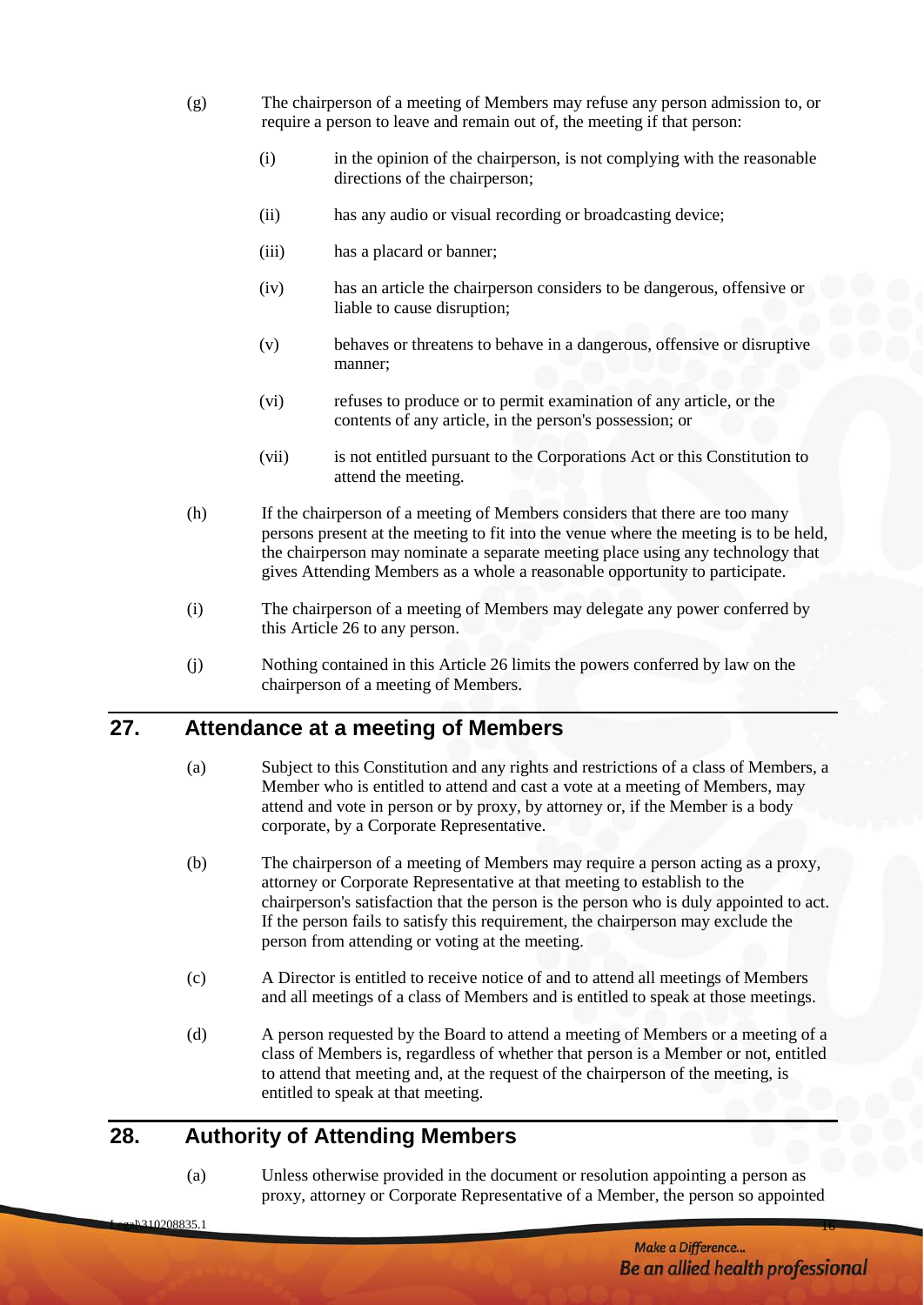(g) The chairperson of a meeting of Members may refuse any person admission to, or require a person to leave and remain out of, the meeting if that person:

   (i) in the opinion of the chairperson, is not complying with the reasonable directions of the chairperson;

   (ii) has any audio or visual recording or broadcasting device;

   (iii) has a placard or banner;

   (iv) has an article the chairperson considers to be dangerous, offensive or liable to cause disruption;

   (v) behaves or threatens to behave in a dangerous, offensive or disruptive manner;

   (vi) refuses to produce or to permit examination of any article, or the contents of any article, in the person's possession; or

   (vii) is not entitled pursuant to the Corporations Act or this Constitution to attend the meeting.

(h) If the chairperson of a meeting of Members considers that there are too many persons present at the meeting to fit into the venue where the meeting is to be held, the chairperson may nominate a separate meeting place using any technology that gives Attending Members as a whole a reasonable opportunity to participate.

(i) The chairperson of a meeting of Members may delegate any power conferred by this Article 26 to any person.

(j) Nothing contained in this Article 26 limits the powers conferred by law on the chairperson of a meeting of Members.

## 27. Attendance at a meeting of Members

(a) Subject to this Constitution and any rights and restrictions of a class of Members, a Member who is entitled to attend and cast a vote at a meeting of Members, may attend and vote in person or by proxy, by attorney or, if the Member is a body corporate, by a Corporate Representative.

(b) The chairperson of a meeting of Members may require a person acting as a proxy, attorney or Corporate Representative at that meeting to establish to the chairperson's satisfaction that the person is the person who is duly appointed to act. If the person fails to satisfy this requirement, the chairperson may exclude the person from attending or voting at the meeting.

(c) A Director is entitled to receive notice of and to attend all meetings of Members and all meetings of a class of Members and is entitled to speak at those meetings.

(d) A person requested by the Board to attend a meeting of Members or a meeting of a class of Members is, regardless of whether that person is a Member or not, entitled to attend that meeting and, at the request of the chairperson of the meeting, is entitled to speak at that meeting.

## 28. Authority of Attending Members

(a) Unless otherwise provided in the document or resolution appointing a person as proxy, attorney or Corporate Representative of a Member, the person so appointed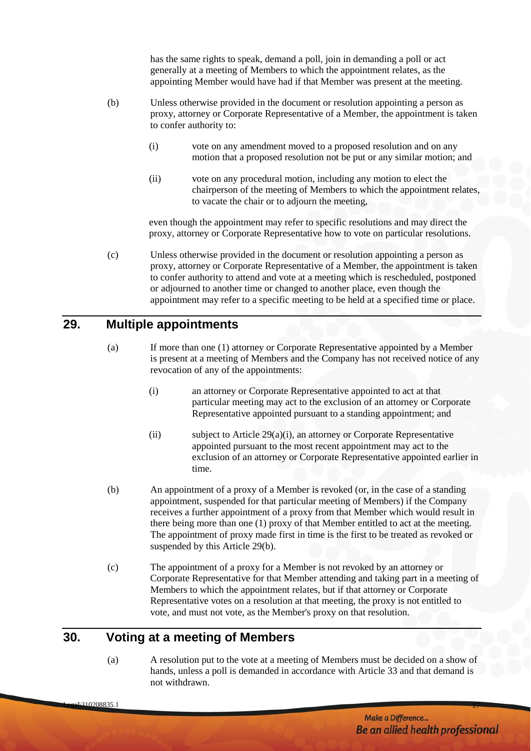has the same rights to speak, demand a poll, join in demanding a poll or act generally at a meeting of Members to which the appointment relates, as the appointing Member would have had if that Member was present at the meeting.

(b) Unless otherwise provided in the document or resolution appointing a person as proxy, attorney or Corporate Representative of a Member, the appointment is taken to confer authority to:

(i) vote on any amendment moved to a proposed resolution and on any motion that a proposed resolution not be put or any similar motion; and

(ii) vote on any procedural motion, including any motion to elect the chairperson of the meeting of Members to which the appointment relates, to vacate the chair or to adjourn the meeting,

even though the appointment may refer to specific resolutions and may direct the proxy, attorney or Corporate Representative how to vote on particular resolutions.

(c) Unless otherwise provided in the document or resolution appointing a person as proxy, attorney or Corporate Representative of a Member, the appointment is taken to confer authority to attend and vote at a meeting which is rescheduled, postponed or adjourned to another time or changed to another place, even though the appointment may refer to a specific meeting to be held at a specified time or place.

## 29. Multiple appointments

(a) If more than one (1) attorney or Corporate Representative appointed by a Member is present at a meeting of Members and the Company has not received notice of any revocation of any of the appointments:

(i) an attorney or Corporate Representative appointed to act at that particular meeting may act to the exclusion of an attorney or Corporate Representative appointed pursuant to a standing appointment; and

(ii) subject to Article 29(a)(i), an attorney or Corporate Representative appointed pursuant to the most recent appointment may act to the exclusion of an attorney or Corporate Representative appointed earlier in time.

(b) An appointment of a proxy of a Member is revoked (or, in the case of a standing appointment, suspended for that particular meeting of Members) if the Company receives a further appointment of a proxy from that Member which would result in there being more than one (1) proxy of that Member entitled to act at the meeting. The appointment of proxy made first in time is the first to be treated as revoked or suspended by this Article 29(b).

(c) The appointment of a proxy for a Member is not revoked by an attorney or Corporate Representative for that Member attending and taking part in a meeting of Members to which the appointment relates, but if that attorney or Corporate Representative votes on a resolution at that meeting, the proxy is not entitled to vote, and must not vote, as the Member's proxy on that resolution.

## 30. Voting at a meeting of Members

(a) A resolution put to the vote at a meeting of Members must be decided on a show of hands, unless a poll is demanded in accordance with Article 33 and that demand is not withdrawn.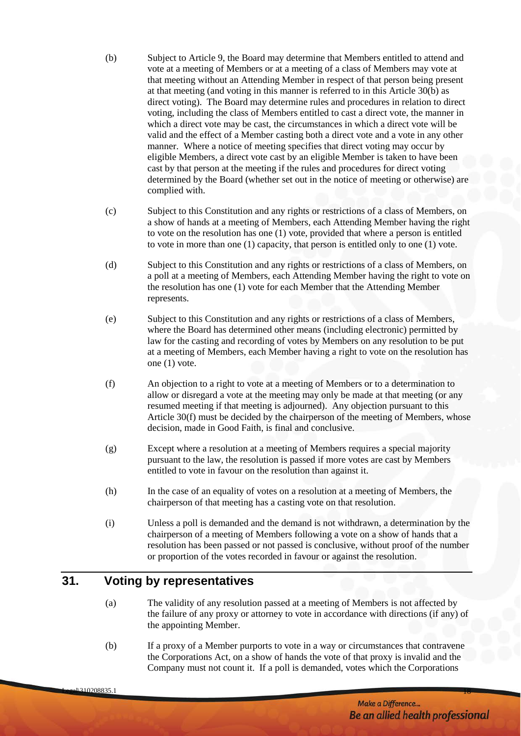(b) Subject to Article 9, the Board may determine that Members entitled to attend and vote at a meeting of Members or at a meeting of a class of Members may vote at that meeting without an Attending Member in respect of that person being present at that meeting (and voting in this manner is referred to in this Article 30(b) as direct voting). The Board may determine rules and procedures in relation to direct voting, including the class of Members entitled to cast a direct vote, the manner in which a direct vote may be cast, the circumstances in which a direct vote will be valid and the effect of a Member casting both a direct vote and a vote in any other manner. Where a notice of meeting specifies that direct voting may occur by eligible Members, a direct vote cast by an eligible Member is taken to have been cast by that person at the meeting if the rules and procedures for direct voting determined by the Board (whether set out in the notice of meeting or otherwise) are complied with.

(c) Subject to this Constitution and any rights or restrictions of a class of Members, on a show of hands at a meeting of Members, each Attending Member having the right to vote on the resolution has one (1) vote, provided that where a person is entitled to vote in more than one (1) capacity, that person is entitled only to one (1) vote.

(d) Subject to this Constitution and any rights or restrictions of a class of Members, on a poll at a meeting of Members, each Attending Member having the right to vote on the resolution has one (1) vote for each Member that the Attending Member represents.

(e) Subject to this Constitution and any rights or restrictions of a class of Members, where the Board has determined other means (including electronic) permitted by law for the casting and recording of votes by Members on any resolution to be put at a meeting of Members, each Member having a right to vote on the resolution has one (1) vote.

(f) An objection to a right to vote at a meeting of Members or to a determination to allow or disregard a vote at the meeting may only be made at that meeting (or any resumed meeting if that meeting is adjourned). Any objection pursuant to this Article 30(f) must be decided by the chairperson of the meeting of Members, whose decision, made in Good Faith, is final and conclusive.

(g) Except where a resolution at a meeting of Members requires a special majority pursuant to the law, the resolution is passed if more votes are cast by Members entitled to vote in favour on the resolution than against it.

(h) In the case of an equality of votes on a resolution at a meeting of Members, the chairperson of that meeting has a casting vote on that resolution.

(i) Unless a poll is demanded and the demand is not withdrawn, a determination by the chairperson of a meeting of Members following a vote on a show of hands that a resolution has been passed or not passed is conclusive, without proof of the number or proportion of the votes recorded in favour or against the resolution.

## 31. Voting by representatives

(a) The validity of any resolution passed at a meeting of Members is not affected by the failure of any proxy or attorney to vote in accordance with directions (if any) of the appointing Member.

(b) If a proxy of a Member purports to vote in a way or circumstances that contravene the Corporations Act, on a show of hands the vote of that proxy is invalid and the Company must not count it. If a poll is demanded, votes which the Corporations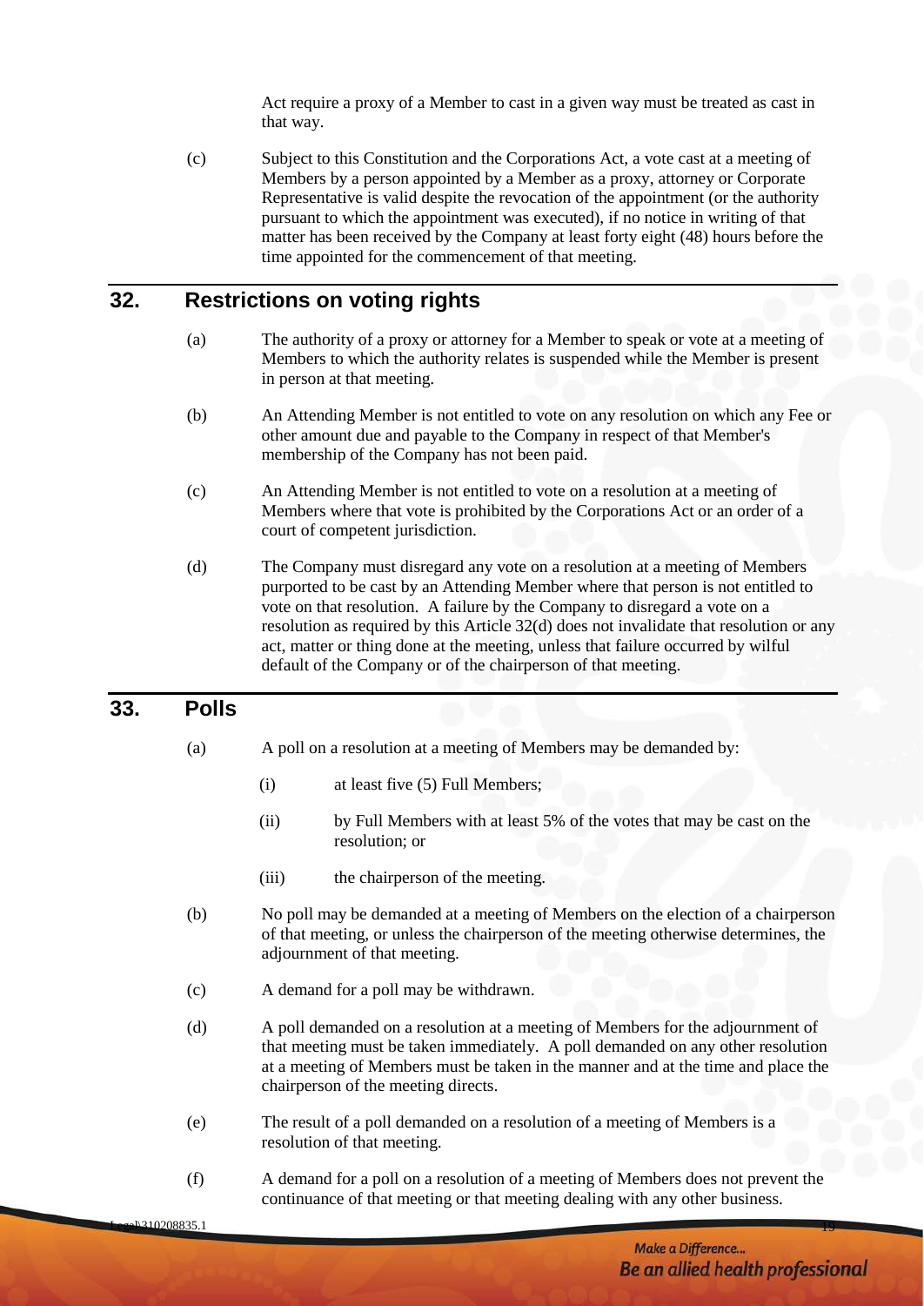Act require a proxy of a Member to cast in a given way must be treated as cast in that way.

(c) Subject to this Constitution and the Corporations Act, a vote cast at a meeting of Members by a person appointed by a Member as a proxy, attorney or Corporate Representative is valid despite the revocation of the appointment (or the authority pursuant to which the appointment was executed), if no notice in writing of that matter has been received by the Company at least forty eight (48) hours before the time appointed for the commencement of that meeting.

## 32. Restrictions on voting rights

(a) The authority of a proxy or attorney for a Member to speak or vote at a meeting of Members to which the authority relates is suspended while the Member is present in person at that meeting.

(b) An Attending Member is not entitled to vote on any resolution on which any Fee or other amount due and payable to the Company in respect of that Member's membership of the Company has not been paid.

(c) An Attending Member is not entitled to vote on a resolution at a meeting of Members where that vote is prohibited by the Corporations Act or an order of a court of competent jurisdiction.

(d) The Company must disregard any vote on a resolution at a meeting of Members purported to be cast by an Attending Member where that person is not entitled to vote on that resolution. A failure by the Company to disregard a vote on a resolution as required by this Article 32(d) does not invalidate that resolution or any act, matter or thing done at the meeting, unless that failure occurred by wilful default of the Company or of the chairperson of that meeting.

## 33. Polls

(a) A poll on a resolution at a meeting of Members may be demanded by:

- (i) at least five (5) Full Members;
- (ii) by Full Members with at least 5% of the votes that may be cast on the resolution; or
- (iii) the chairperson of the meeting.

(b) No poll may be demanded at a meeting of Members on the election of a chairperson of that meeting, or unless the chairperson of the meeting otherwise determines, the adjournment of that meeting.

(c) A demand for a poll may be withdrawn.

(d) A poll demanded on a resolution at a meeting of Members for the adjournment of that meeting must be taken immediately. A poll demanded on any other resolution at a meeting of Members must be taken in the manner and at the time and place the chairperson of the meeting directs.

(e) The result of a poll demanded on a resolution of a meeting of Members is a resolution of that meeting.

(f) A demand for a poll on a resolution of a meeting of Members does not prevent the continuance of that meeting or that meeting dealing with any other business.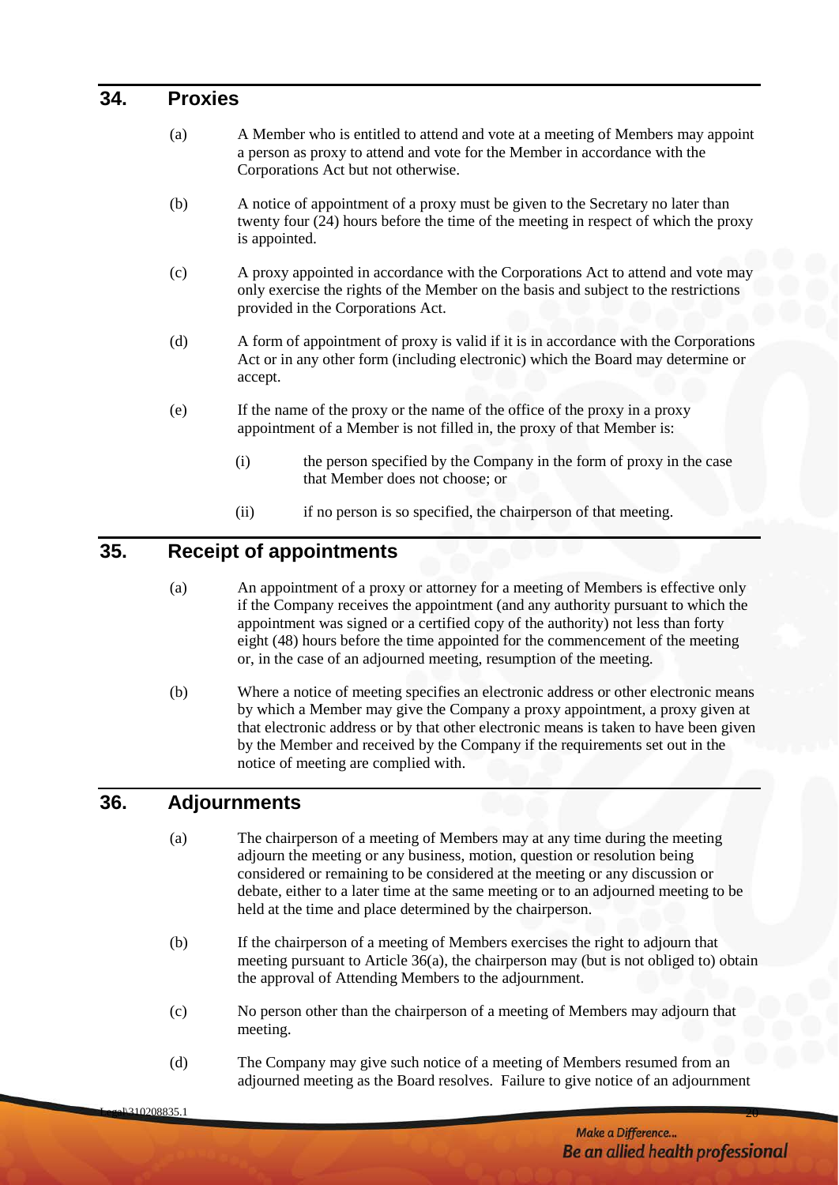## 34. Proxies

(a) A Member who is entitled to attend and vote at a meeting of Members may appoint a person as proxy to attend and vote for the Member in accordance with the Corporations Act but not otherwise.

(b) A notice of appointment of a proxy must be given to the Secretary no later than twenty four (24) hours before the time of the meeting in respect of which the proxy is appointed.

(c) A proxy appointed in accordance with the Corporations Act to attend and vote may only exercise the rights of the Member on the basis and subject to the restrictions provided in the Corporations Act.

(d) A form of appointment of proxy is valid if it is in accordance with the Corporations Act or in any other form (including electronic) which the Board may determine or accept.

(e) If the name of the proxy or the name of the office of the proxy in a proxy appointment of a Member is not filled in, the proxy of that Member is:

  (i) the person specified by the Company in the form of proxy in the case that Member does not choose; or

  (ii) if no person is so specified, the chairperson of that meeting.

## 35. Receipt of appointments

(a) An appointment of a proxy or attorney for a meeting of Members is effective only if the Company receives the appointment (and any authority pursuant to which the appointment was signed or a certified copy of the authority) not less than forty eight (48) hours before the time appointed for the commencement of the meeting or, in the case of an adjourned meeting, resumption of the meeting.

(b) Where a notice of meeting specifies an electronic address or other electronic means by which a Member may give the Company a proxy appointment, a proxy given at that electronic address or by that other electronic means is taken to have been given by the Member and received by the Company if the requirements set out in the notice of meeting are complied with.

## 36. Adjournments

(a) The chairperson of a meeting of Members may at any time during the meeting adjourn the meeting or any business, motion, question or resolution being considered or remaining to be considered at the meeting or any discussion or debate, either to a later time at the same meeting or to an adjourned meeting to be held at the time and place determined by the chairperson.

(b) If the chairperson of a meeting of Members exercises the right to adjourn that meeting pursuant to Article 36(a), the chairperson may (but is not obliged to) obtain the approval of Attending Members to the adjournment.

(c) No person other than the chairperson of a meeting of Members may adjourn that meeting.

(d) The Company may give such notice of a meeting of Members resumed from an adjourned meeting as the Board resolves. Failure to give notice of an adjournment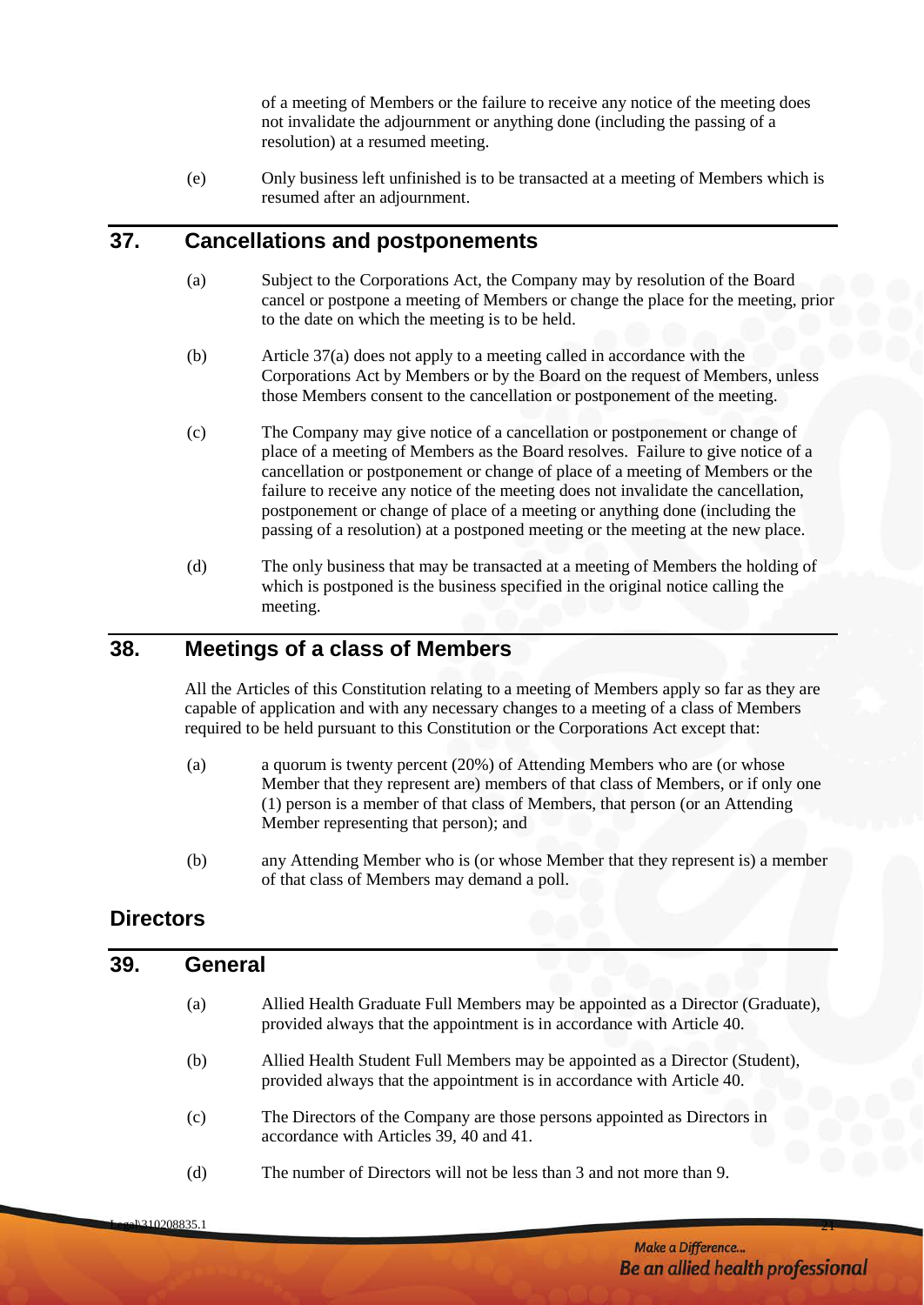of a meeting of Members or the failure to receive any notice of the meeting does not invalidate the adjournment or anything done (including the passing of a resolution) at a resumed meeting.

(e) Only business left unfinished is to be transacted at a meeting of Members which is resumed after an adjournment.

## 37. Cancellations and postponements

(a) Subject to the Corporations Act, the Company may by resolution of the Board cancel or postpone a meeting of Members or change the place for the meeting, prior to the date on which the meeting is to be held.

(b) Article 37(a) does not apply to a meeting called in accordance with the Corporations Act by Members or by the Board on the request of Members, unless those Members consent to the cancellation or postponement of the meeting.

(c) The Company may give notice of a cancellation or postponement or change of place of a meeting of Members as the Board resolves. Failure to give notice of a cancellation or postponement or change of place of a meeting of Members or the failure to receive any notice of the meeting does not invalidate the cancellation, postponement or change of place of a meeting or anything done (including the passing of a resolution) at a postponed meeting or the meeting at the new place.

(d) The only business that may be transacted at a meeting of Members the holding of which is postponed is the business specified in the original notice calling the meeting.

## 38. Meetings of a class of Members

All the Articles of this Constitution relating to a meeting of Members apply so far as they are capable of application and with any necessary changes to a meeting of a class of Members required to be held pursuant to this Constitution or the Corporations Act except that:

(a) a quorum is twenty percent (20%) of Attending Members who are (or whose Member that they represent are) members of that class of Members, or if only one (1) person is a member of that class of Members, that person (or an Attending Member representing that person); and

(b) any Attending Member who is (or whose Member that they represent is) a member of that class of Members may demand a poll.

# Directors

## 39. General

(a) Allied Health Graduate Full Members may be appointed as a Director (Graduate), provided always that the appointment is in accordance with Article 40.

(b) Allied Health Student Full Members may be appointed as a Director (Student), provided always that the appointment is in accordance with Article 40.

(c) The Directors of the Company are those persons appointed as Directors in accordance with Articles 39, 40 and 41.

(d) The number of Directors will not be less than 3 and not more than 9.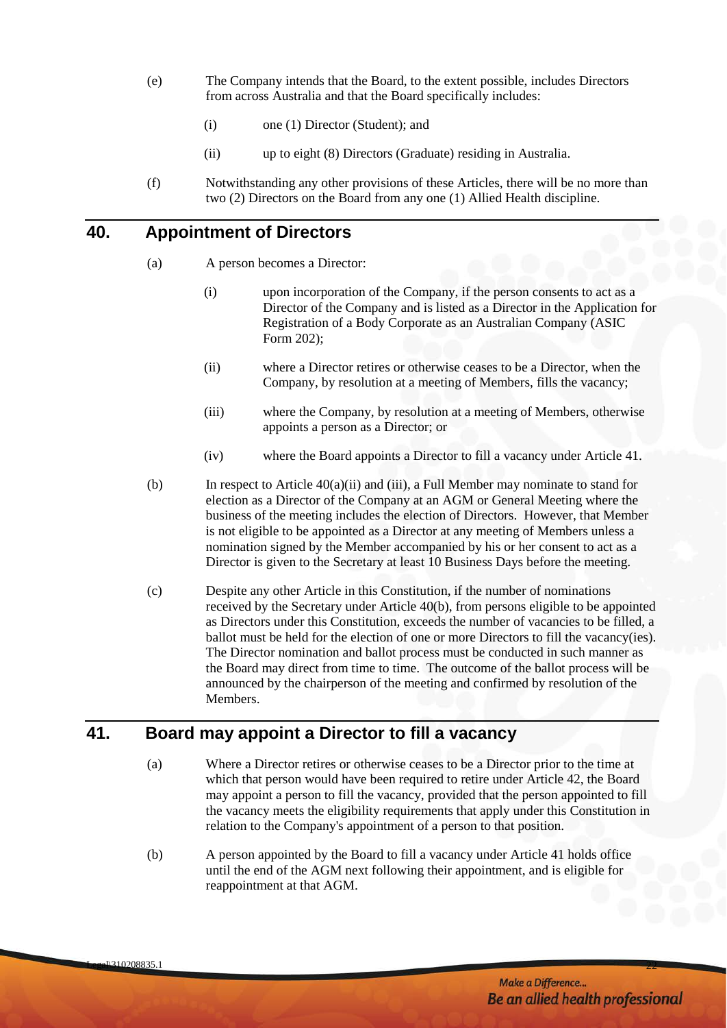(e) The Company intends that the Board, to the extent possible, includes Directors from across Australia and that the Board specifically includes:

   (i) one (1) Director (Student); and

   (ii) up to eight (8) Directors (Graduate) residing in Australia.

(f) Notwithstanding any other provisions of these Articles, there will be no more than two (2) Directors on the Board from any one (1) Allied Health discipline.

## 40. Appointment of Directors

(a) A person becomes a Director:

   (i) upon incorporation of the Company, if the person consents to act as a Director of the Company and is listed as a Director in the Application for Registration of a Body Corporate as an Australian Company (ASIC Form 202);

   (ii) where a Director retires or otherwise ceases to be a Director, when the Company, by resolution at a meeting of Members, fills the vacancy;

   (iii) where the Company, by resolution at a meeting of Members, otherwise appoints a person as a Director; or

   (iv) where the Board appoints a Director to fill a vacancy under Article 41.

(b) In respect to Article 40(a)(ii) and (iii), a Full Member may nominate to stand for election as a Director of the Company at an AGM or General Meeting where the business of the meeting includes the election of Directors. However, that Member is not eligible to be appointed as a Director at any meeting of Members unless a nomination signed by the Member accompanied by his or her consent to act as a Director is given to the Secretary at least 10 Business Days before the meeting.

(c) Despite any other Article in this Constitution, if the number of nominations received by the Secretary under Article 40(b), from persons eligible to be appointed as Directors under this Constitution, exceeds the number of vacancies to be filled, a ballot must be held for the election of one or more Directors to fill the vacancy(ies). The Director nomination and ballot process must be conducted in such manner as the Board may direct from time to time. The outcome of the ballot process will be announced by the chairperson of the meeting and confirmed by resolution of the Members.

## 41. Board may appoint a Director to fill a vacancy

(a) Where a Director retires or otherwise ceases to be a Director prior to the time at which that person would have been required to retire under Article 42, the Board may appoint a person to fill the vacancy, provided that the person appointed to fill the vacancy meets the eligibility requirements that apply under this Constitution in relation to the Company's appointment of a person to that position.

(b) A person appointed by the Board to fill a vacancy under Article 41 holds office until the end of the AGM next following their appointment, and is eligible for reappointment at that AGM.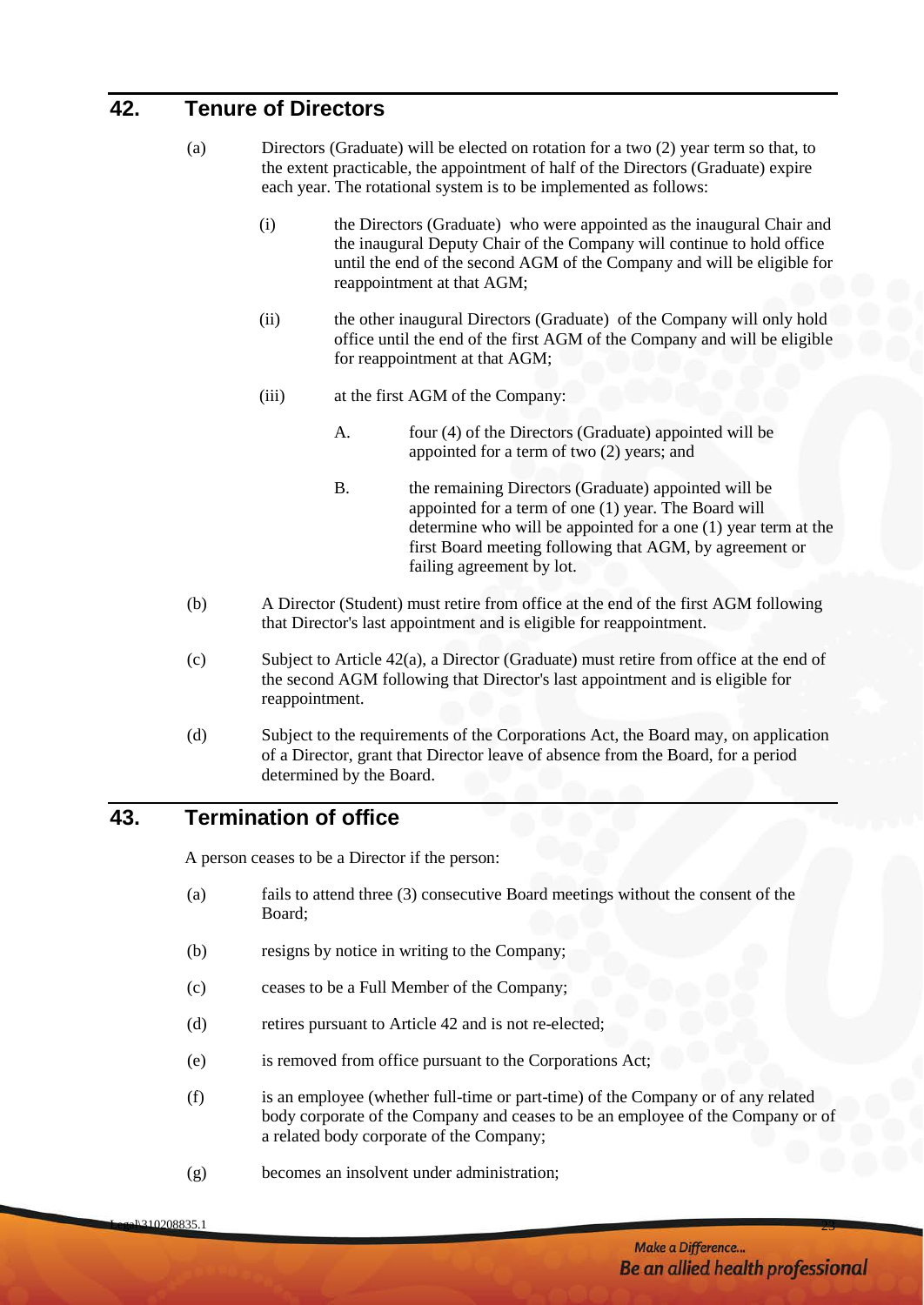## 42. Tenure of Directors

(a) Directors (Graduate) will be elected on rotation for a two (2) year term so that, to the extent practicable, the appointment of half of the Directors (Graduate) expire each year. The rotational system is to be implemented as follows:

(i) the Directors (Graduate) who were appointed as the inaugural Chair and the inaugural Deputy Chair of the Company will continue to hold office until the end of the second AGM of the Company and will be eligible for reappointment at that AGM;

(ii) the other inaugural Directors (Graduate) of the Company will only hold office until the end of the first AGM of the Company and will be eligible for reappointment at that AGM;

(iii) at the first AGM of the Company:

A. four (4) of the Directors (Graduate) appointed will be appointed for a term of two (2) years; and

B. the remaining Directors (Graduate) appointed will be appointed for a term of one (1) year. The Board will determine who will be appointed for a one (1) year term at the first Board meeting following that AGM, by agreement or failing agreement by lot.

(b) A Director (Student) must retire from office at the end of the first AGM following that Director's last appointment and is eligible for reappointment.

(c) Subject to Article 42(a), a Director (Graduate) must retire from office at the end of the second AGM following that Director's last appointment and is eligible for reappointment.

(d) Subject to the requirements of the Corporations Act, the Board may, on application of a Director, grant that Director leave of absence from the Board, for a period determined by the Board.

## 43. Termination of office

A person ceases to be a Director if the person:

(a) fails to attend three (3) consecutive Board meetings without the consent of the Board;

(b) resigns by notice in writing to the Company;

(c) ceases to be a Full Member of the Company;

(d) retires pursuant to Article 42 and is not re-elected;

(e) is removed from office pursuant to the Corporations Act;

(f) is an employee (whether full-time or part-time) of the Company or of any related body corporate of the Company and ceases to be an employee of the Company or of a related body corporate of the Company;

(g) becomes an insolvent under administration;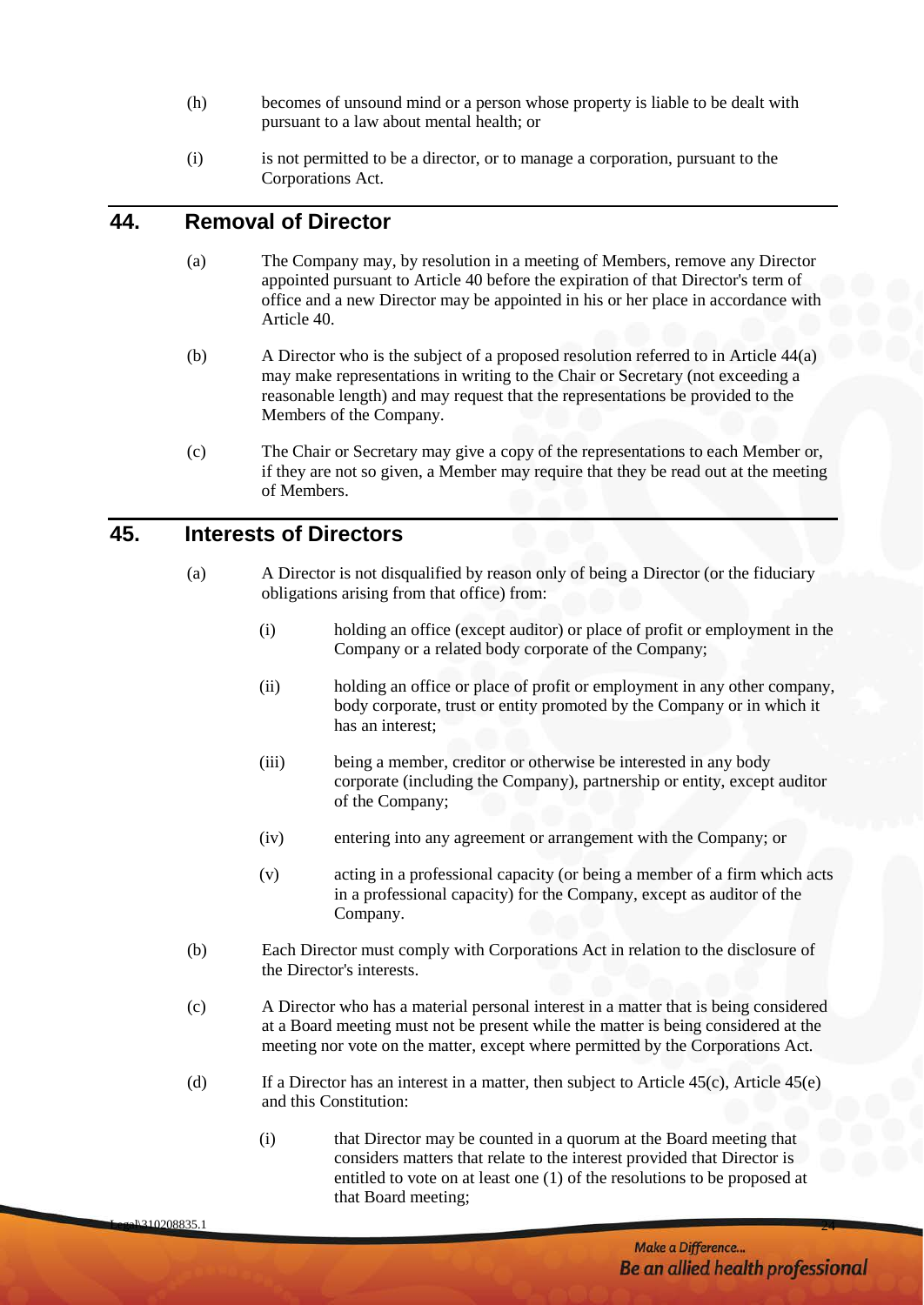(h) becomes of unsound mind or a person whose property is liable to be dealt with pursuant to a law about mental health; or

(i) is not permitted to be a director, or to manage a corporation, pursuant to the Corporations Act.

## 44. Removal of Director

(a) The Company may, by resolution in a meeting of Members, remove any Director appointed pursuant to Article 40 before the expiration of that Director's term of office and a new Director may be appointed in his or her place in accordance with Article 40.

(b) A Director who is the subject of a proposed resolution referred to in Article 44(a) may make representations in writing to the Chair or Secretary (not exceeding a reasonable length) and may request that the representations be provided to the Members of the Company.

(c) The Chair or Secretary may give a copy of the representations to each Member or, if they are not so given, a Member may require that they be read out at the meeting of Members.

## 45. Interests of Directors

(a) A Director is not disqualified by reason only of being a Director (or the fiduciary obligations arising from that office) from:

  (i) holding an office (except auditor) or place of profit or employment in the Company or a related body corporate of the Company;

  (ii) holding an office or place of profit or employment in any other company, body corporate, trust or entity promoted by the Company or in which it has an interest;

  (iii) being a member, creditor or otherwise be interested in any body corporate (including the Company), partnership or entity, except auditor of the Company;

  (iv) entering into any agreement or arrangement with the Company; or

  (v) acting in a professional capacity (or being a member of a firm which acts in a professional capacity) for the Company, except as auditor of the Company.

(b) Each Director must comply with Corporations Act in relation to the disclosure of the Director's interests.

(c) A Director who has a material personal interest in a matter that is being considered at a Board meeting must not be present while the matter is being considered at the meeting nor vote on the matter, except where permitted by the Corporations Act.

(d) If a Director has an interest in a matter, then subject to Article 45(c), Article 45(e) and this Constitution:

  (i) that Director may be counted in a quorum at the Board meeting that considers matters that relate to the interest provided that Director is entitled to vote on at least one (1) of the resolutions to be proposed at that Board meeting;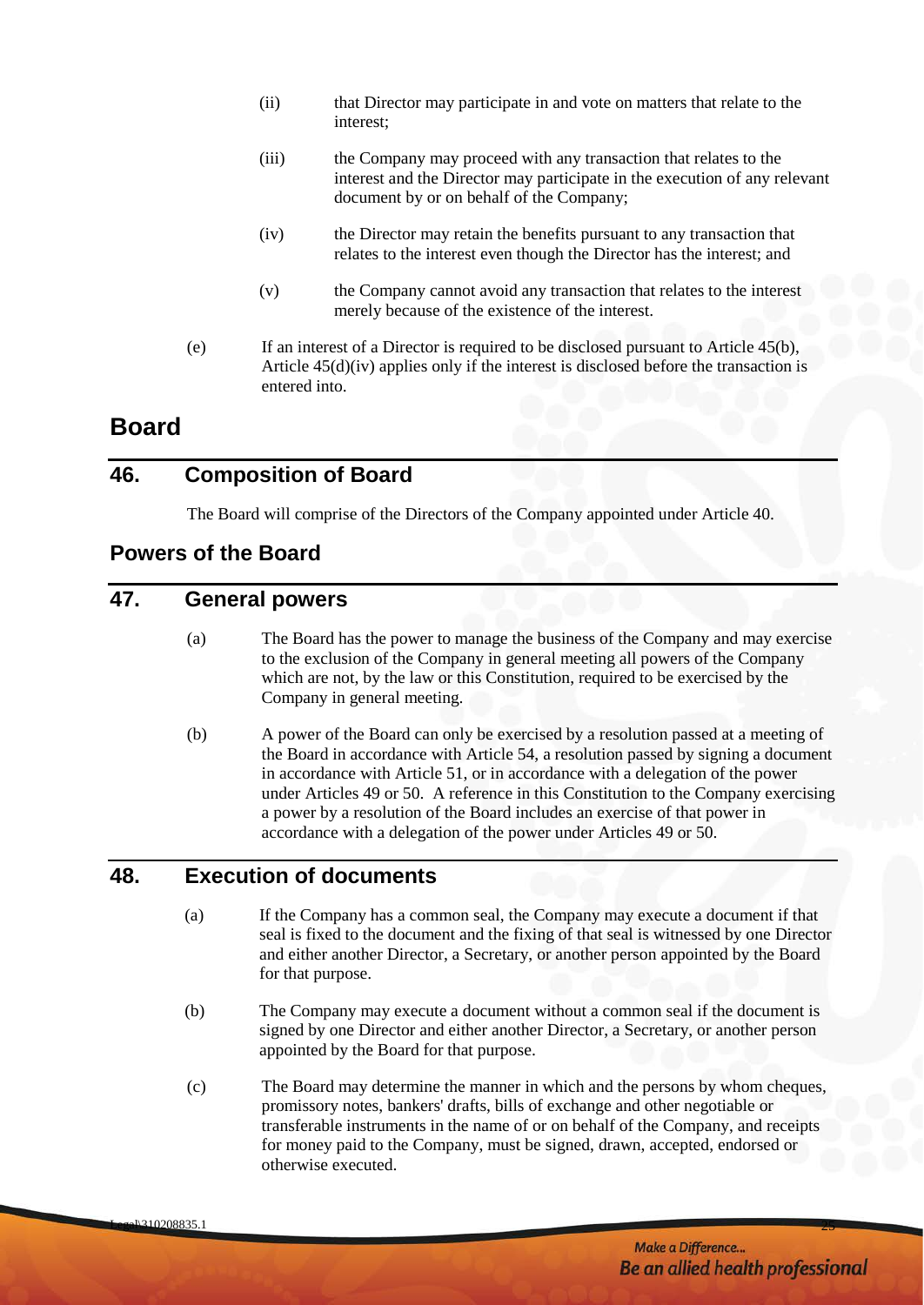(ii) that Director may participate in and vote on matters that relate to the interest;

(iii) the Company may proceed with any transaction that relates to the interest and the Director may participate in the execution of any relevant document by or on behalf of the Company;

(iv) the Director may retain the benefits pursuant to any transaction that relates to the interest even though the Director has the interest; and

(v) the Company cannot avoid any transaction that relates to the interest merely because of the existence of the interest.

(e) If an interest of a Director is required to be disclosed pursuant to Article 45(b), Article 45(d)(iv) applies only if the interest is disclosed before the transaction is entered into.

# Board

## 46. Composition of Board

The Board will comprise of the Directors of the Company appointed under Article 40.

# Powers of the Board

## 47. General powers

(a) The Board has the power to manage the business of the Company and may exercise to the exclusion of the Company in general meeting all powers of the Company which are not, by the law or this Constitution, required to be exercised by the Company in general meeting.

(b) A power of the Board can only be exercised by a resolution passed at a meeting of the Board in accordance with Article 54, a resolution passed by signing a document in accordance with Article 51, or in accordance with a delegation of the power under Articles 49 or 50. A reference in this Constitution to the Company exercising a power by a resolution of the Board includes an exercise of that power in accordance with a delegation of the power under Articles 49 or 50.

## 48. Execution of documents

(a) If the Company has a common seal, the Company may execute a document if that seal is fixed to the document and the fixing of that seal is witnessed by one Director and either another Director, a Secretary, or another person appointed by the Board for that purpose.

(b) The Company may execute a document without a common seal if the document is signed by one Director and either another Director, a Secretary, or another person appointed by the Board for that purpose.

(c) The Board may determine the manner in which and the persons by whom cheques, promissory notes, bankers' drafts, bills of exchange and other negotiable or transferable instruments in the name of or on behalf of the Company, and receipts for money paid to the Company, must be signed, drawn, accepted, endorsed or otherwise executed.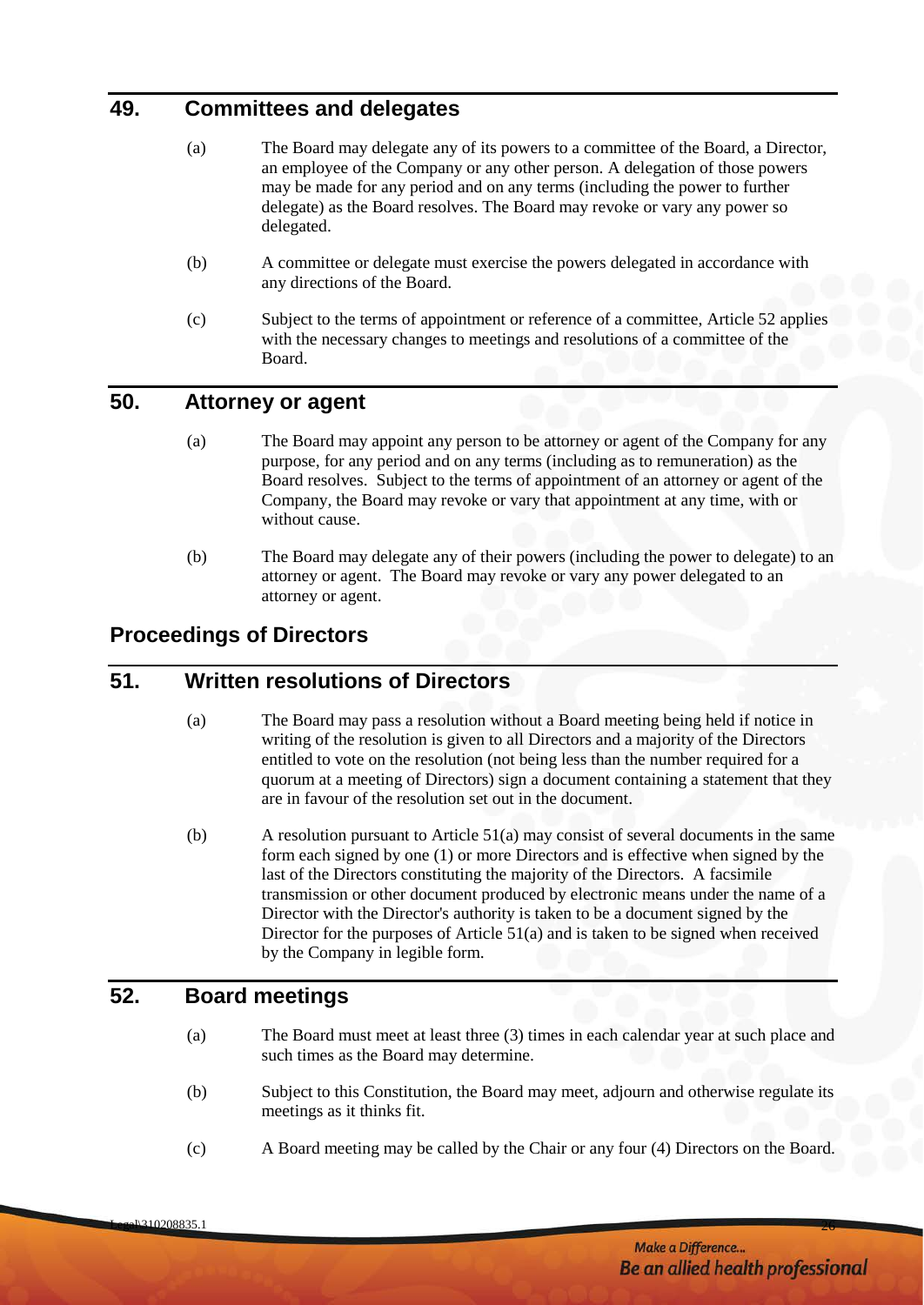## 49. Committees and delegates

(a) The Board may delegate any of its powers to a committee of the Board, a Director, an employee of the Company or any other person. A delegation of those powers may be made for any period and on any terms (including the power to further delegate) as the Board resolves. The Board may revoke or vary any power so delegated.

(b) A committee or delegate must exercise the powers delegated in accordance with any directions of the Board.

(c) Subject to the terms of appointment or reference of a committee, Article 52 applies with the necessary changes to meetings and resolutions of a committee of the Board.

## 50. Attorney or agent

(a) The Board may appoint any person to be attorney or agent of the Company for any purpose, for any period and on any terms (including as to remuneration) as the Board resolves. Subject to the terms of appointment of an attorney or agent of the Company, the Board may revoke or vary that appointment at any time, with or without cause.

(b) The Board may delegate any of their powers (including the power to delegate) to an attorney or agent. The Board may revoke or vary any power delegated to an attorney or agent.

# Proceedings of Directors

## 51. Written resolutions of Directors

(a) The Board may pass a resolution without a Board meeting being held if notice in writing of the resolution is given to all Directors and a majority of the Directors entitled to vote on the resolution (not being less than the number required for a quorum at a meeting of Directors) sign a document containing a statement that they are in favour of the resolution set out in the document.

(b) A resolution pursuant to Article 51(a) may consist of several documents in the same form each signed by one (1) or more Directors and is effective when signed by the last of the Directors constituting the majority of the Directors. A facsimile transmission or other document produced by electronic means under the name of a Director with the Director's authority is taken to be a document signed by the Director for the purposes of Article 51(a) and is taken to be signed when received by the Company in legible form.

## 52. Board meetings

(a) The Board must meet at least three (3) times in each calendar year at such place and such times as the Board may determine.

(b) Subject to this Constitution, the Board may meet, adjourn and otherwise regulate its meetings as it thinks fit.

(c) A Board meeting may be called by the Chair or any four (4) Directors on the Board.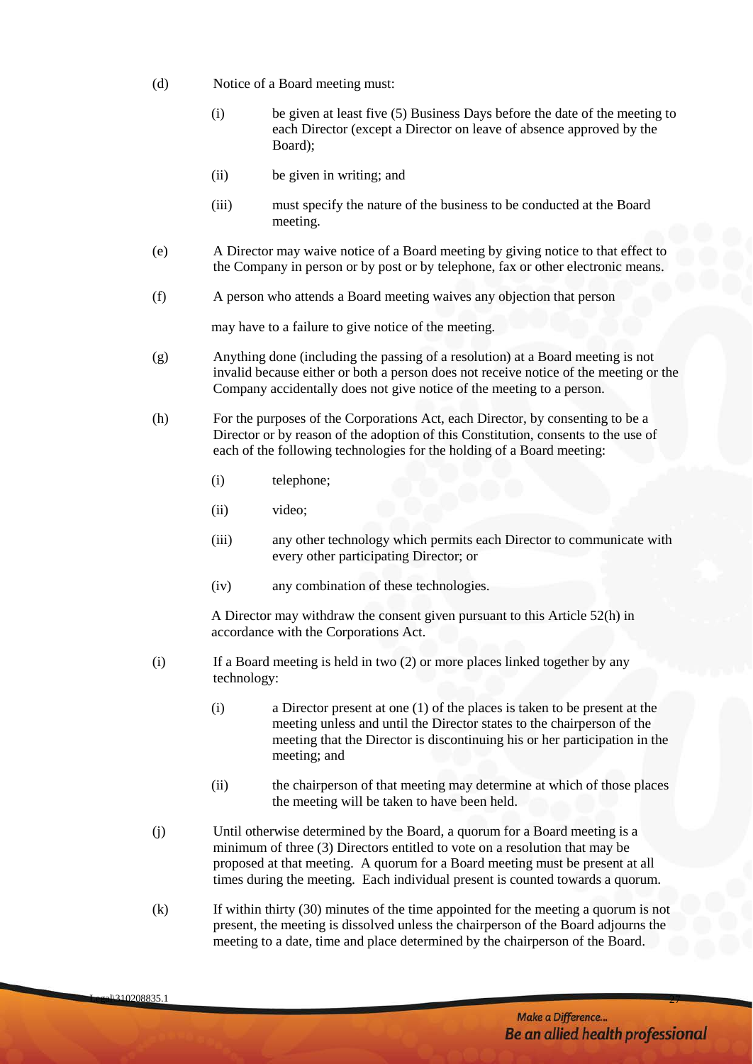(d) Notice of a Board meeting must:

   (i) be given at least five (5) Business Days before the date of the meeting to each Director (except a Director on leave of absence approved by the Board);

   (ii) be given in writing; and

   (iii) must specify the nature of the business to be conducted at the Board meeting.

(e) A Director may waive notice of a Board meeting by giving notice to that effect to the Company in person or by post or by telephone, fax or other electronic means.

(f) A person who attends a Board meeting waives any objection that person may have to a failure to give notice of the meeting.

(g) Anything done (including the passing of a resolution) at a Board meeting is not invalid because either or both a person does not receive notice of the meeting or the Company accidentally does not give notice of the meeting to a person.

(h) For the purposes of the Corporations Act, each Director, by consenting to be a Director or by reason of the adoption of this Constitution, consents to the use of each of the following technologies for the holding of a Board meeting:

   (i) telephone;

   (ii) video;

   (iii) any other technology which permits each Director to communicate with every other participating Director; or

   (iv) any combination of these technologies.

   A Director may withdraw the consent given pursuant to this Article 52(h) in accordance with the Corporations Act.

(i) If a Board meeting is held in two (2) or more places linked together by any technology:

   (i) a Director present at one (1) of the places is taken to be present at the meeting unless and until the Director states to the chairperson of the meeting that the Director is discontinuing his or her participation in the meeting; and

   (ii) the chairperson of that meeting may determine at which of those places the meeting will be taken to have been held.

(j) Until otherwise determined by the Board, a quorum for a Board meeting is a minimum of three (3) Directors entitled to vote on a resolution that may be proposed at that meeting. A quorum for a Board meeting must be present at all times during the meeting. Each individual present is counted towards a quorum.

(k) If within thirty (30) minutes of the time appointed for the meeting a quorum is not present, the meeting is dissolved unless the chairperson of the Board adjourns the meeting to a date, time and place determined by the chairperson of the Board.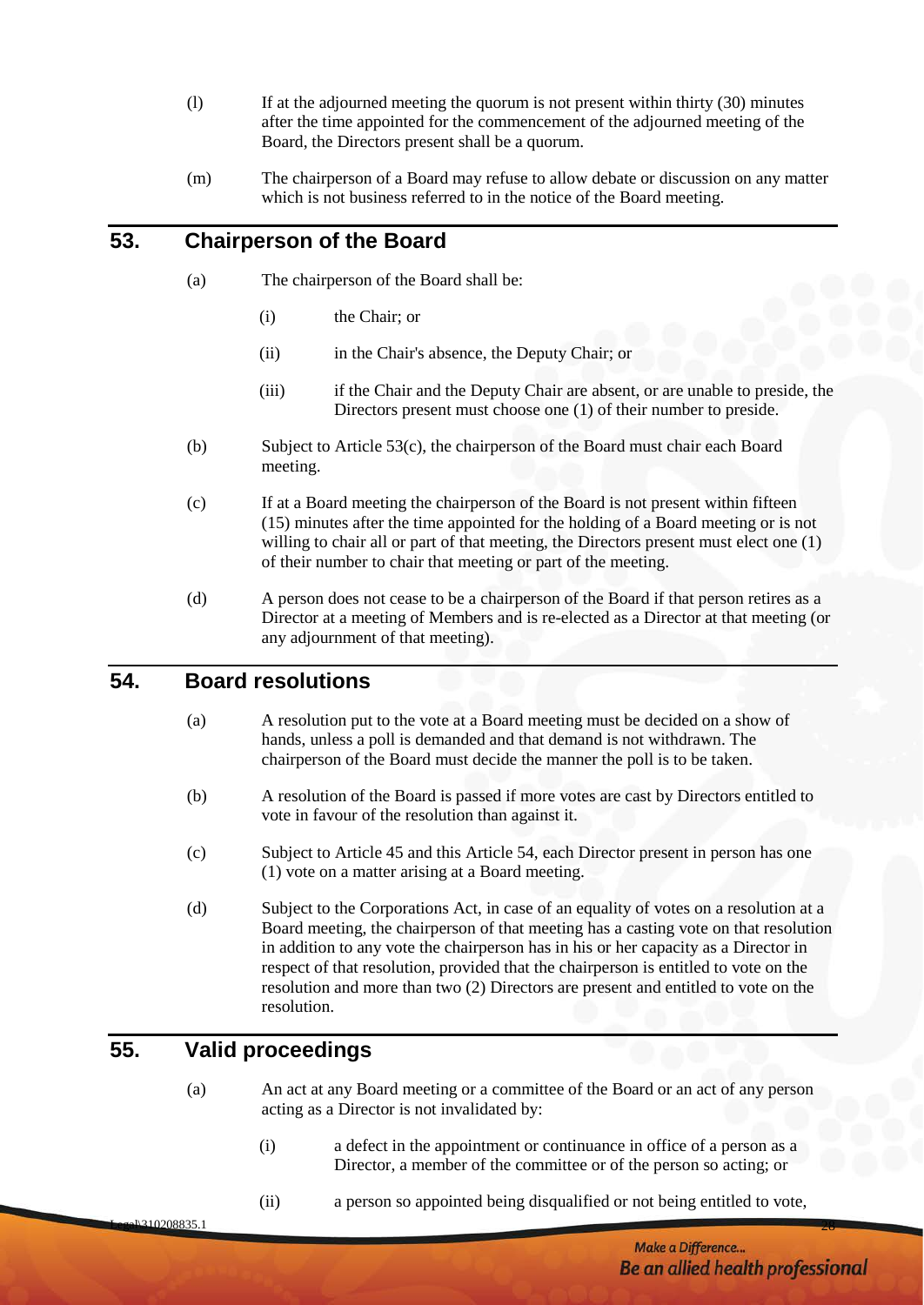(l) If at the adjourned meeting the quorum is not present within thirty (30) minutes after the time appointed for the commencement of the adjourned meeting of the Board, the Directors present shall be a quorum.

(m) The chairperson of a Board may refuse to allow debate or discussion on any matter which is not business referred to in the notice of the Board meeting.

## 53. Chairperson of the Board

(a) The chairperson of the Board shall be:

  (i) the Chair; or

  (ii) in the Chair's absence, the Deputy Chair; or

  (iii) if the Chair and the Deputy Chair are absent, or are unable to preside, the Directors present must choose one (1) of their number to preside.

(b) Subject to Article 53(c), the chairperson of the Board must chair each Board meeting.

(c) If at a Board meeting the chairperson of the Board is not present within fifteen (15) minutes after the time appointed for the holding of a Board meeting or is not willing to chair all or part of that meeting, the Directors present must elect one (1) of their number to chair that meeting or part of the meeting.

(d) A person does not cease to be a chairperson of the Board if that person retires as a Director at a meeting of Members and is re-elected as a Director at that meeting (or any adjournment of that meeting).

## 54. Board resolutions

(a) A resolution put to the vote at a Board meeting must be decided on a show of hands, unless a poll is demanded and that demand is not withdrawn. The chairperson of the Board must decide the manner the poll is to be taken.

(b) A resolution of the Board is passed if more votes are cast by Directors entitled to vote in favour of the resolution than against it.

(c) Subject to Article 45 and this Article 54, each Director present in person has one (1) vote on a matter arising at a Board meeting.

(d) Subject to the Corporations Act, in case of an equality of votes on a resolution at a Board meeting, the chairperson of that meeting has a casting vote on that resolution in addition to any vote the chairperson has in his or her capacity as a Director in respect of that resolution, provided that the chairperson is entitled to vote on the resolution and more than two (2) Directors are present and entitled to vote on the resolution.

## 55. Valid proceedings

(a) An act at any Board meeting or a committee of the Board or an act of any person acting as a Director is not invalidated by:

  (i) a defect in the appointment or continuance in office of a person as a Director, a member of the committee or of the person so acting; or

  (ii) a person so appointed being disqualified or not being entitled to vote,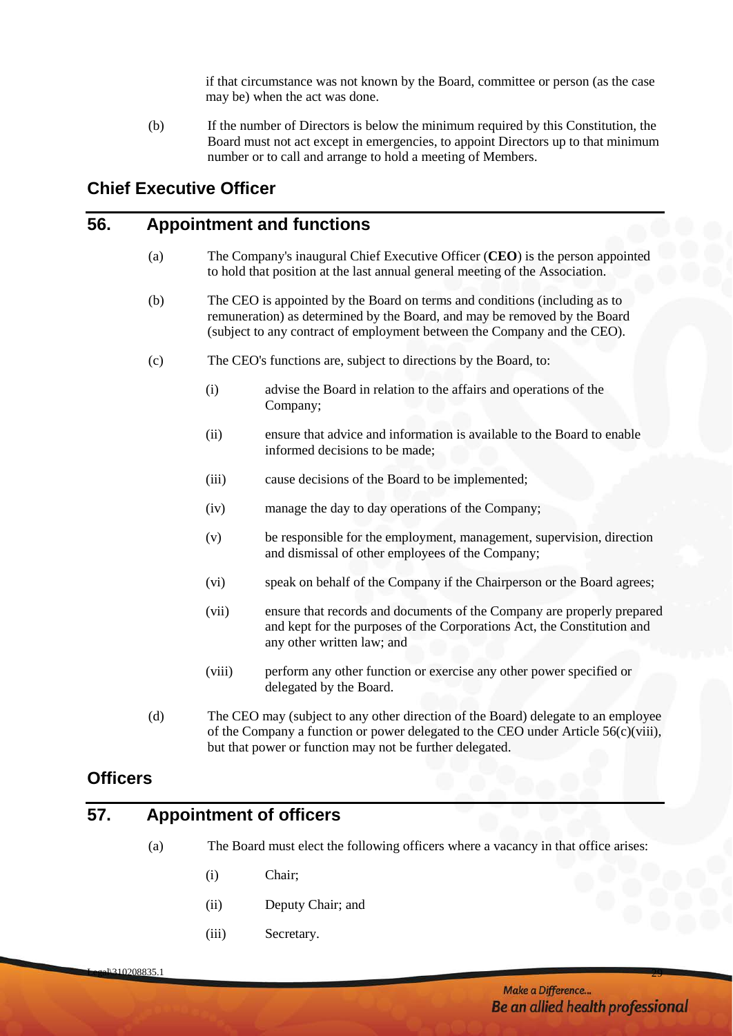if that circumstance was not known by the Board, committee or person (as the case may be) when the act was done.

(b) If the number of Directors is below the minimum required by this Constitution, the Board must not act except in emergencies, to appoint Directors up to that minimum number or to call and arrange to hold a meeting of Members.

## Chief Executive Officer

## 56. Appointment and functions

(a) The Company's inaugural Chief Executive Officer (**CEO**) is the person appointed to hold that position at the last annual general meeting of the Association.

(b) The CEO is appointed by the Board on terms and conditions (including as to remuneration) as determined by the Board, and may be removed by the Board (subject to any contract of employment between the Company and the CEO).

(c) The CEO's functions are, subject to directions by the Board, to:

(i) advise the Board in relation to the affairs and operations of the Company;

(ii) ensure that advice and information is available to the Board to enable informed decisions to be made;

(iii) cause decisions of the Board to be implemented;

(iv) manage the day to day operations of the Company;

(v) be responsible for the employment, management, supervision, direction and dismissal of other employees of the Company;

(vi) speak on behalf of the Company if the Chairperson or the Board agrees;

(vii) ensure that records and documents of the Company are properly prepared and kept for the purposes of the Corporations Act, the Constitution and any other written law; and

(viii) perform any other function or exercise any other power specified or delegated by the Board.

(d) The CEO may (subject to any other direction of the Board) delegate to an employee of the Company a function or power delegated to the CEO under Article 56(c)(viii), but that power or function may not be further delegated.

## Officers

## 57. Appointment of officers

(a) The Board must elect the following officers where a vacancy in that office arises:

(i) Chair;

(ii) Deputy Chair; and

(iii) Secretary.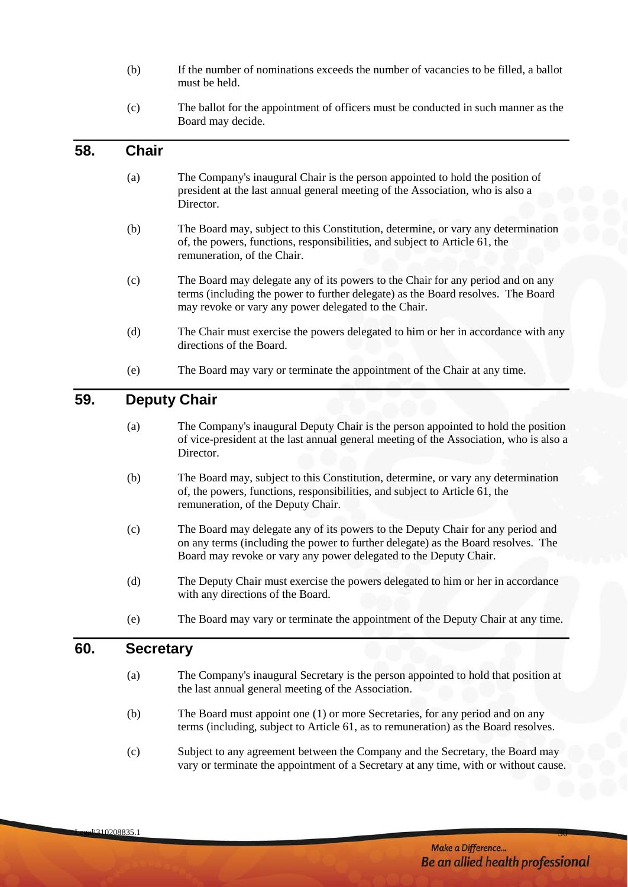(b) If the number of nominations exceeds the number of vacancies to be filled, a ballot must be held.

(c) The ballot for the appointment of officers must be conducted in such manner as the Board may decide.

## 58. Chair

(a) The Company's inaugural Chair is the person appointed to hold the position of president at the last annual general meeting of the Association, who is also a Director.

(b) The Board may, subject to this Constitution, determine, or vary any determination of, the powers, functions, responsibilities, and subject to Article 61, the remuneration, of the Chair.

(c) The Board may delegate any of its powers to the Chair for any period and on any terms (including the power to further delegate) as the Board resolves. The Board may revoke or vary any power delegated to the Chair.

(d) The Chair must exercise the powers delegated to him or her in accordance with any directions of the Board.

(e) The Board may vary or terminate the appointment of the Chair at any time.

## 59. Deputy Chair

(a) The Company's inaugural Deputy Chair is the person appointed to hold the position of vice-president at the last annual general meeting of the Association, who is also a Director.

(b) The Board may, subject to this Constitution, determine, or vary any determination of, the powers, functions, responsibilities, and subject to Article 61, the remuneration, of the Deputy Chair.

(c) The Board may delegate any of its powers to the Deputy Chair for any period and on any terms (including the power to further delegate) as the Board resolves. The Board may revoke or vary any power delegated to the Deputy Chair.

(d) The Deputy Chair must exercise the powers delegated to him or her in accordance with any directions of the Board.

(e) The Board may vary or terminate the appointment of the Deputy Chair at any time.

## 60. Secretary

(a) The Company's inaugural Secretary is the person appointed to hold that position at the last annual general meeting of the Association.

(b) The Board must appoint one (1) or more Secretaries, for any period and on any terms (including, subject to Article 61, as to remuneration) as the Board resolves.

(c) Subject to any agreement between the Company and the Secretary, the Board may vary or terminate the appointment of a Secretary at any time, with or without cause.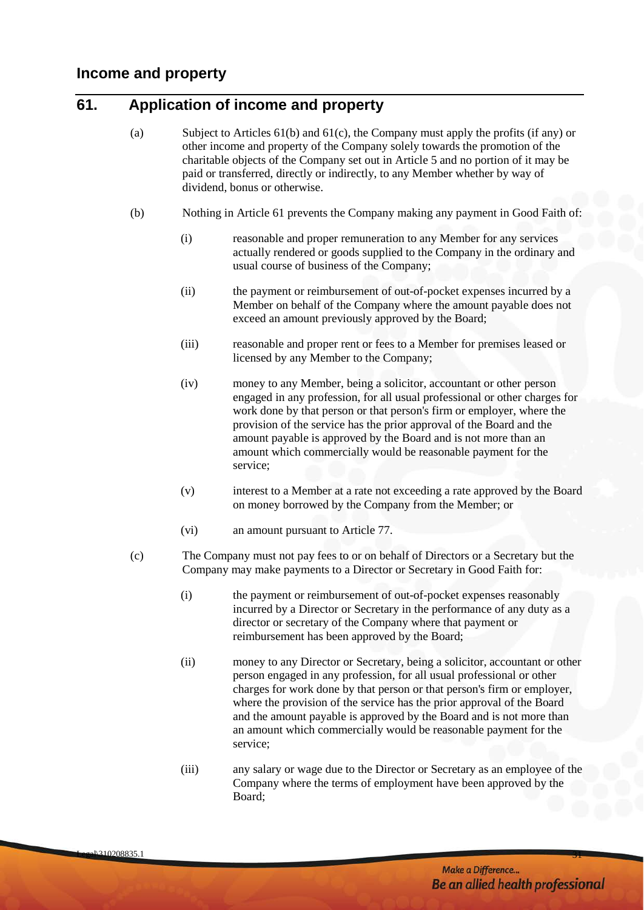## Income and property

## 61. Application of income and property

(a) Subject to Articles 61(b) and 61(c), the Company must apply the profits (if any) or other income and property of the Company solely towards the promotion of the charitable objects of the Company set out in Article 5 and no portion of it may be paid or transferred, directly or indirectly, to any Member whether by way of dividend, bonus or otherwise.

(b) Nothing in Article 61 prevents the Company making any payment in Good Faith of:

(i) reasonable and proper remuneration to any Member for any services actually rendered or goods supplied to the Company in the ordinary and usual course of business of the Company;

(ii) the payment or reimbursement of out-of-pocket expenses incurred by a Member on behalf of the Company where the amount payable does not exceed an amount previously approved by the Board;

(iii) reasonable and proper rent or fees to a Member for premises leased or licensed by any Member to the Company;

(iv) money to any Member, being a solicitor, accountant or other person engaged in any profession, for all usual professional or other charges for work done by that person or that person's firm or employer, where the provision of the service has the prior approval of the Board and the amount payable is approved by the Board and is not more than an amount which commercially would be reasonable payment for the service;

(v) interest to a Member at a rate not exceeding a rate approved by the Board on money borrowed by the Company from the Member; or

(vi) an amount pursuant to Article 77.

(c) The Company must not pay fees to or on behalf of Directors or a Secretary but the Company may make payments to a Director or Secretary in Good Faith for:

(i) the payment or reimbursement of out-of-pocket expenses reasonably incurred by a Director or Secretary in the performance of any duty as a director or secretary of the Company where that payment or reimbursement has been approved by the Board;

(ii) money to any Director or Secretary, being a solicitor, accountant or other person engaged in any profession, for all usual professional or other charges for work done by that person or that person's firm or employer, where the provision of the service has the prior approval of the Board and the amount payable is approved by the Board and is not more than an amount which commercially would be reasonable payment for the service;

(iii) any salary or wage due to the Director or Secretary as an employee of the Company where the terms of employment have been approved by the Board;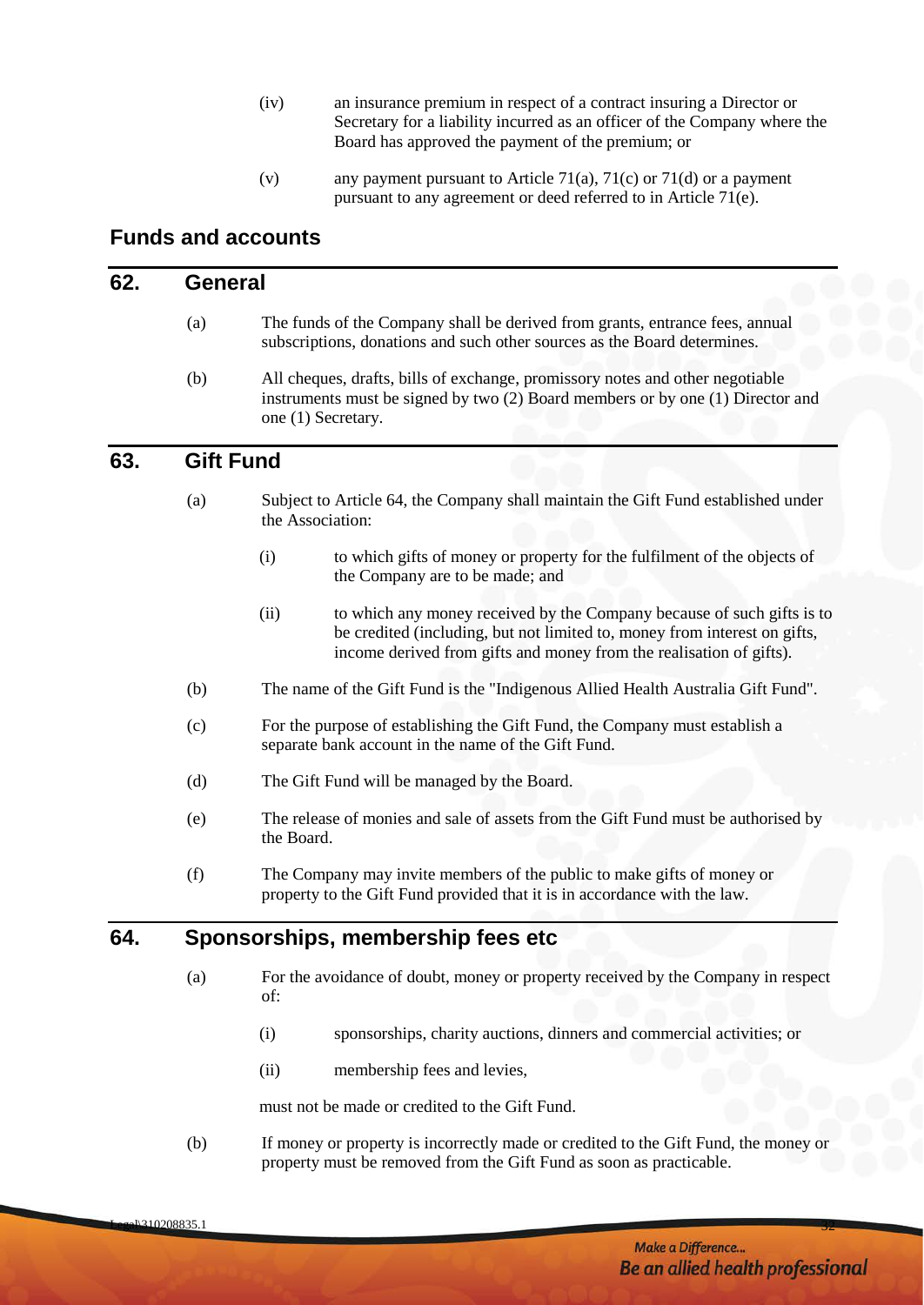(iv) an insurance premium in respect of a contract insuring a Director or Secretary for a liability incurred as an officer of the Company where the Board has approved the payment of the premium; or

(v) any payment pursuant to Article 71(a), 71(c) or 71(d) or a payment pursuant to any agreement or deed referred to in Article 71(e).

## Funds and accounts

## 62. General

(a) The funds of the Company shall be derived from grants, entrance fees, annual subscriptions, donations and such other sources as the Board determines.

(b) All cheques, drafts, bills of exchange, promissory notes and other negotiable instruments must be signed by two (2) Board members or by one (1) Director and one (1) Secretary.

## 63. Gift Fund

(a) Subject to Article 64, the Company shall maintain the Gift Fund established under the Association:

(i) to which gifts of money or property for the fulfilment of the objects of the Company are to be made; and

(ii) to which any money received by the Company because of such gifts is to be credited (including, but not limited to, money from interest on gifts, income derived from gifts and money from the realisation of gifts).

(b) The name of the Gift Fund is the "Indigenous Allied Health Australia Gift Fund".

(c) For the purpose of establishing the Gift Fund, the Company must establish a separate bank account in the name of the Gift Fund.

(d) The Gift Fund will be managed by the Board.

(e) The release of monies and sale of assets from the Gift Fund must be authorised by the Board.

(f) The Company may invite members of the public to make gifts of money or property to the Gift Fund provided that it is in accordance with the law.

## 64. Sponsorships, membership fees etc

(a) For the avoidance of doubt, money or property received by the Company in respect of:

(i) sponsorships, charity auctions, dinners and commercial activities; or

(ii) membership fees and levies,

must not be made or credited to the Gift Fund.

(b) If money or property is incorrectly made or credited to the Gift Fund, the money or property must be removed from the Gift Fund as soon as practicable.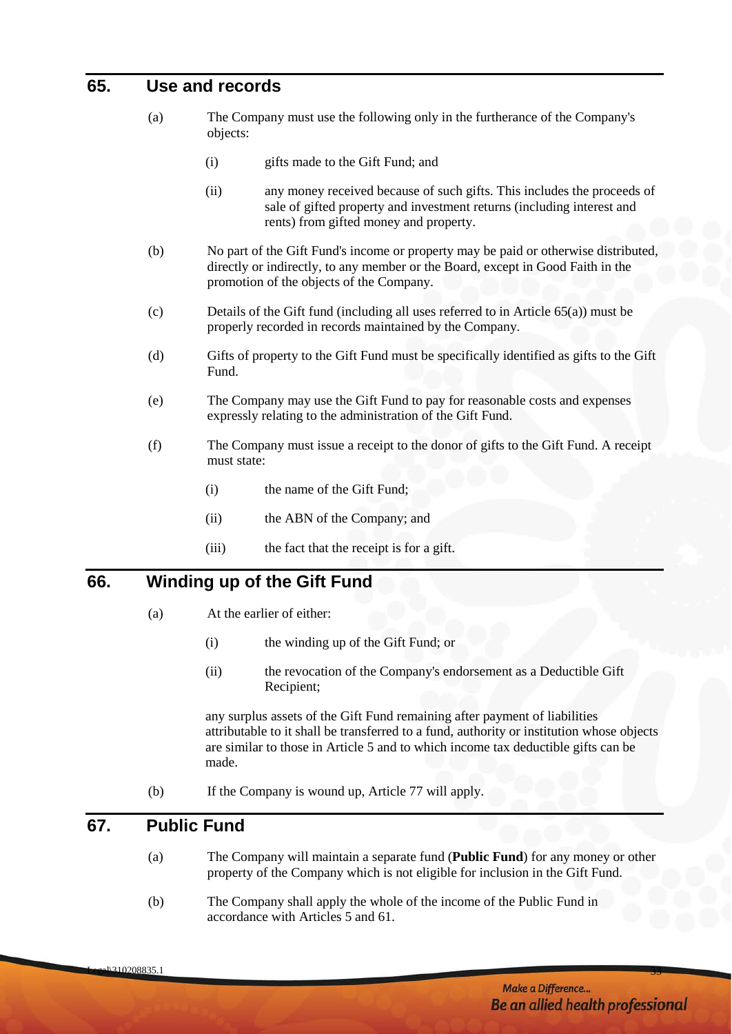## 65. Use and records

(a) The Company must use the following only in the furtherance of the Company's objects:

(i) gifts made to the Gift Fund; and

(ii) any money received because of such gifts. This includes the proceeds of sale of gifted property and investment returns (including interest and rents) from gifted money and property.

(b) No part of the Gift Fund's income or property may be paid or otherwise distributed, directly or indirectly, to any member or the Board, except in Good Faith in the promotion of the objects of the Company.

(c) Details of the Gift fund (including all uses referred to in Article 65(a)) must be properly recorded in records maintained by the Company.

(d) Gifts of property to the Gift Fund must be specifically identified as gifts to the Gift Fund.

(e) The Company may use the Gift Fund to pay for reasonable costs and expenses expressly relating to the administration of the Gift Fund.

(f) The Company must issue a receipt to the donor of gifts to the Gift Fund. A receipt must state:

(i) the name of the Gift Fund;

(ii) the ABN of the Company; and

(iii) the fact that the receipt is for a gift.

## 66. Winding up of the Gift Fund

(a) At the earlier of either:

(i) the winding up of the Gift Fund; or

(ii) the revocation of the Company's endorsement as a Deductible Gift Recipient;

any surplus assets of the Gift Fund remaining after payment of liabilities attributable to it shall be transferred to a fund, authority or institution whose objects are similar to those in Article 5 and to which income tax deductible gifts can be made.

(b) If the Company is wound up, Article 77 will apply.

## 67. Public Fund

(a) The Company will maintain a separate fund (**Public Fund**) for any money or other property of the Company which is not eligible for inclusion in the Gift Fund.

(b) The Company shall apply the whole of the income of the Public Fund in accordance with Articles 5 and 61.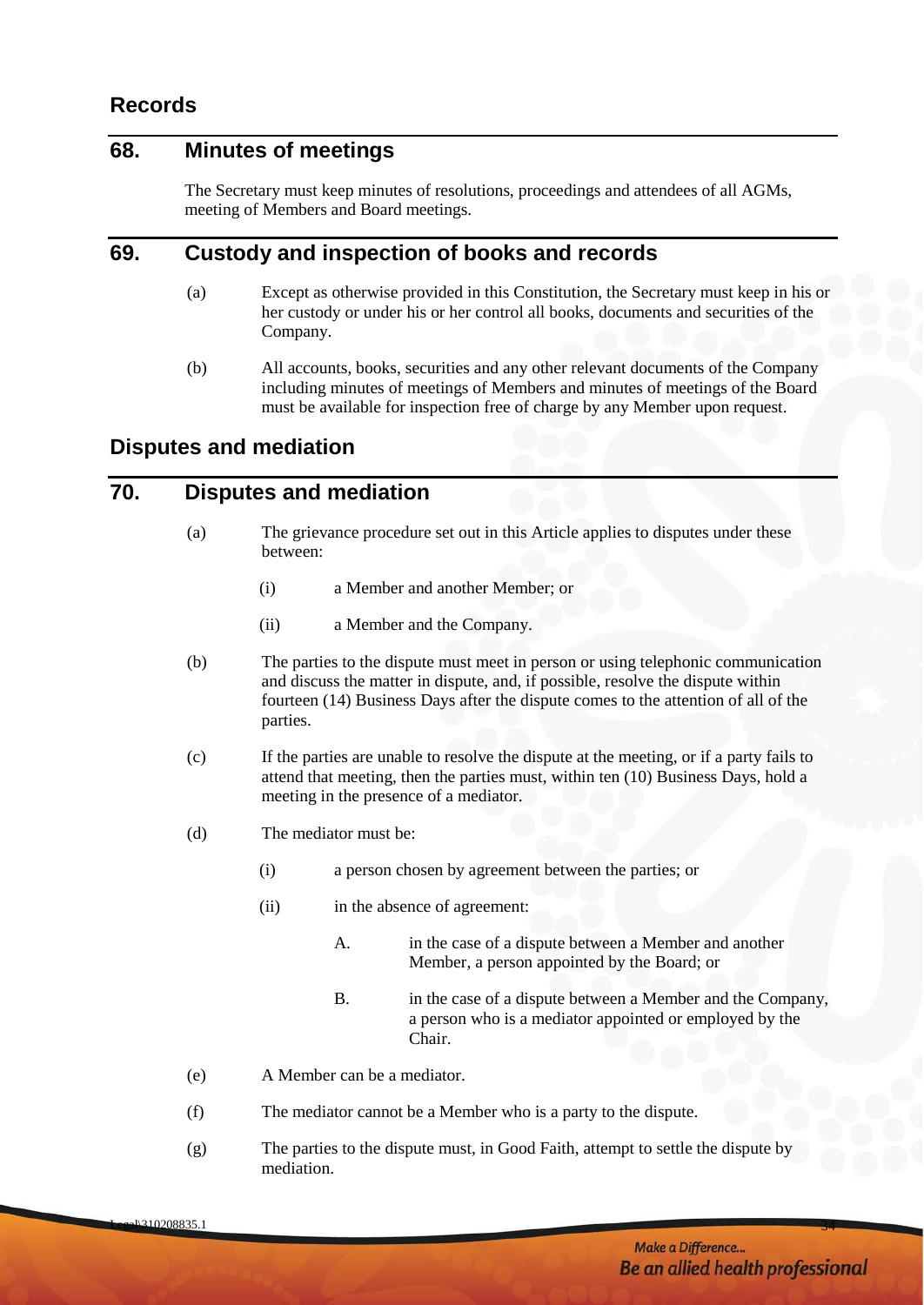## Records

## 68. Minutes of meetings

The Secretary must keep minutes of resolutions, proceedings and attendees of all AGMs, meeting of Members and Board meetings.

## 69. Custody and inspection of books and records

(a) Except as otherwise provided in this Constitution, the Secretary must keep in his or her custody or under his or her control all books, documents and securities of the Company.

(b) All accounts, books, securities and any other relevant documents of the Company including minutes of meetings of Members and minutes of meetings of the Board must be available for inspection free of charge by any Member upon request.

## Disputes and mediation

## 70. Disputes and mediation

(a) The grievance procedure set out in this Article applies to disputes under these between:

(i) a Member and another Member; or

(ii) a Member and the Company.

(b) The parties to the dispute must meet in person or using telephonic communication and discuss the matter in dispute, and, if possible, resolve the dispute within fourteen (14) Business Days after the dispute comes to the attention of all of the parties.

(c) If the parties are unable to resolve the dispute at the meeting, or if a party fails to attend that meeting, then the parties must, within ten (10) Business Days, hold a meeting in the presence of a mediator.

(d) The mediator must be:

(i) a person chosen by agreement between the parties; or

(ii) in the absence of agreement:

A. in the case of a dispute between a Member and another Member, a person appointed by the Board; or

B. in the case of a dispute between a Member and the Company, a person who is a mediator appointed or employed by the Chair.

(e) A Member can be a mediator.

(f) The mediator cannot be a Member who is a party to the dispute.

(g) The parties to the dispute must, in Good Faith, attempt to settle the dispute by mediation.

Make a Difference...
Be an allied health professional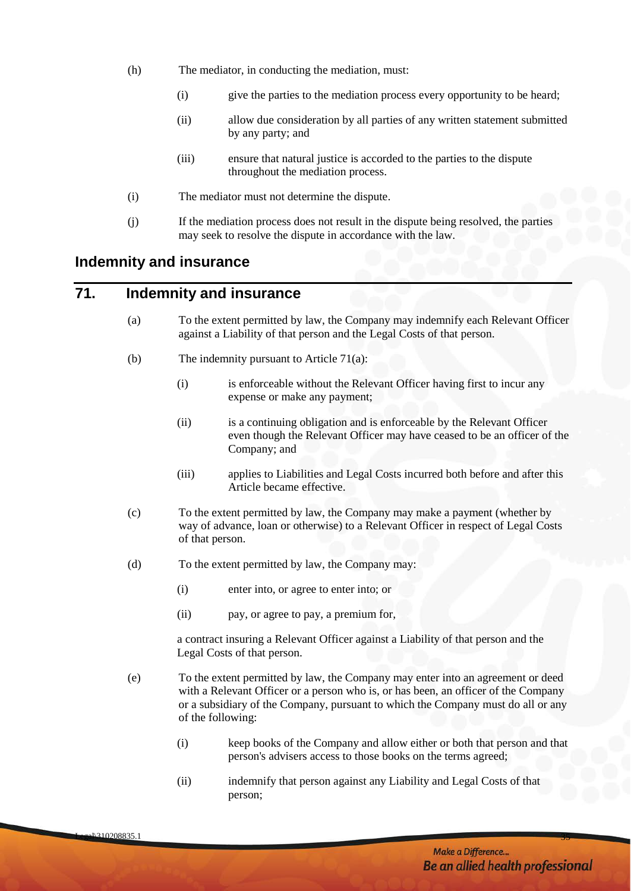(h) The mediator, in conducting the mediation, must:

(i) give the parties to the mediation process every opportunity to be heard;

(ii) allow due consideration by all parties of any written statement submitted by any party; and

(iii) ensure that natural justice is accorded to the parties to the dispute throughout the mediation process.

(i) The mediator must not determine the dispute.

(j) If the mediation process does not result in the dispute being resolved, the parties may seek to resolve the dispute in accordance with the law.

## Indemnity and insurance

## 71. Indemnity and insurance

(a) To the extent permitted by law, the Company may indemnify each Relevant Officer against a Liability of that person and the Legal Costs of that person.

(b) The indemnity pursuant to Article 71(a):

(i) is enforceable without the Relevant Officer having first to incur any expense or make any payment;

(ii) is a continuing obligation and is enforceable by the Relevant Officer even though the Relevant Officer may have ceased to be an officer of the Company; and

(iii) applies to Liabilities and Legal Costs incurred both before and after this Article became effective.

(c) To the extent permitted by law, the Company may make a payment (whether by way of advance, loan or otherwise) to a Relevant Officer in respect of Legal Costs of that person.

(d) To the extent permitted by law, the Company may:

(i) enter into, or agree to enter into; or

(ii) pay, or agree to pay, a premium for,

a contract insuring a Relevant Officer against a Liability of that person and the Legal Costs of that person.

(e) To the extent permitted by law, the Company may enter into an agreement or deed with a Relevant Officer or a person who is, or has been, an officer of the Company or a subsidiary of the Company, pursuant to which the Company must do all or any of the following:

(i) keep books of the Company and allow either or both that person and that person's advisers access to those books on the terms agreed;

(ii) indemnify that person against any Liability and Legal Costs of that person;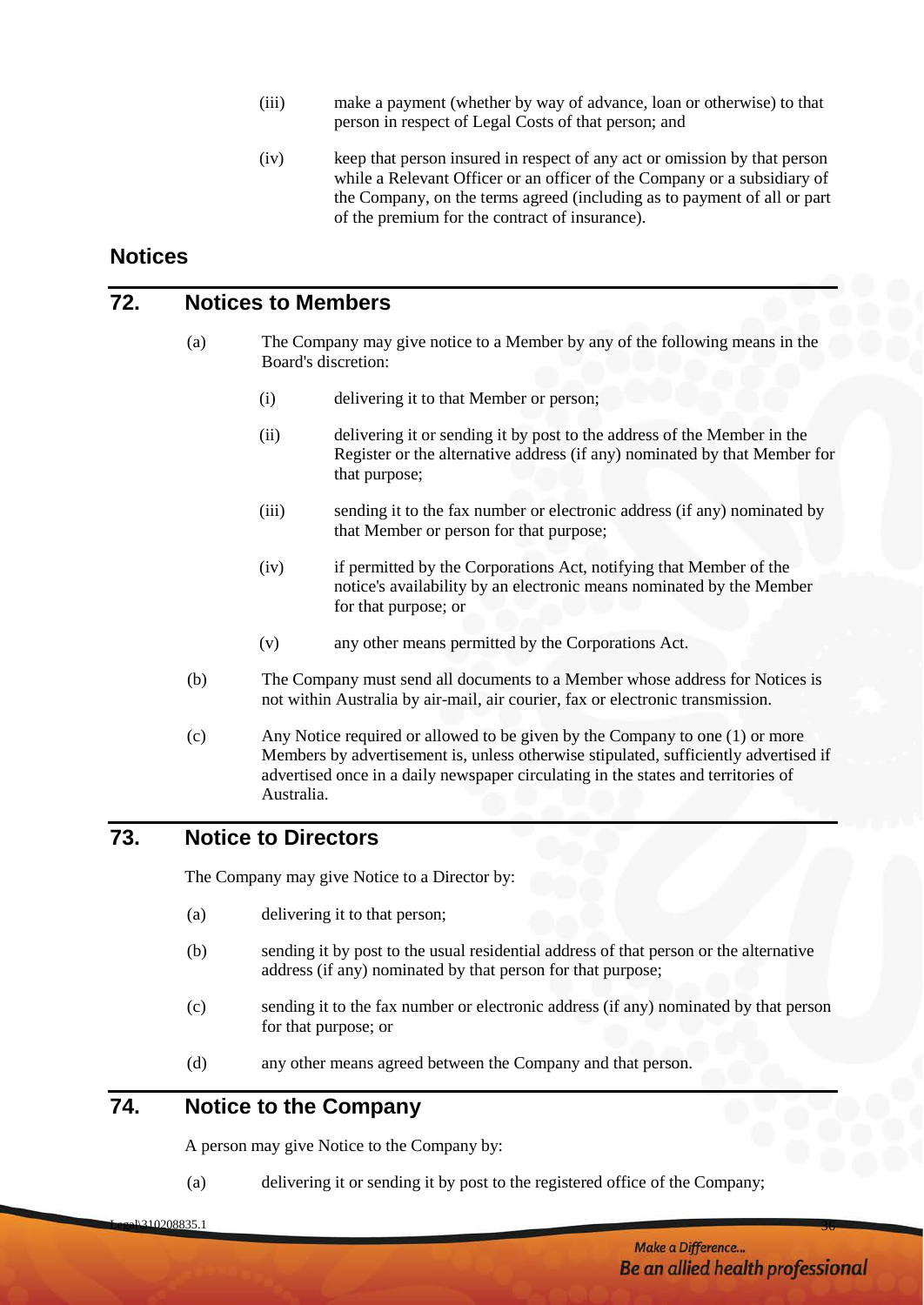(iii) make a payment (whether by way of advance, loan or otherwise) to that person in respect of Legal Costs of that person; and

(iv) keep that person insured in respect of any act or omission by that person while a Relevant Officer or an officer of the Company or a subsidiary of the Company, on the terms agreed (including as to payment of all or part of the premium for the contract of insurance).

# Notices

## 72. Notices to Members

(a) The Company may give notice to a Member by any of the following means in the Board's discretion:

(i) delivering it to that Member or person;

(ii) delivering it or sending it by post to the address of the Member in the Register or the alternative address (if any) nominated by that Member for that purpose;

(iii) sending it to the fax number or electronic address (if any) nominated by that Member or person for that purpose;

(iv) if permitted by the Corporations Act, notifying that Member of the notice's availability by an electronic means nominated by the Member for that purpose; or

(v) any other means permitted by the Corporations Act.

(b) The Company must send all documents to a Member whose address for Notices is not within Australia by air-mail, air courier, fax or electronic transmission.

(c) Any Notice required or allowed to be given by the Company to one (1) or more Members by advertisement is, unless otherwise stipulated, sufficiently advertised if advertised once in a daily newspaper circulating in the states and territories of Australia.

## 73. Notice to Directors

The Company may give Notice to a Director by:

(a) delivering it to that person;

(b) sending it by post to the usual residential address of that person or the alternative address (if any) nominated by that person for that purpose;

(c) sending it to the fax number or electronic address (if any) nominated by that person for that purpose; or

(d) any other means agreed between the Company and that person.

## 74. Notice to the Company

A person may give Notice to the Company by:

(a) delivering it or sending it by post to the registered office of the Company;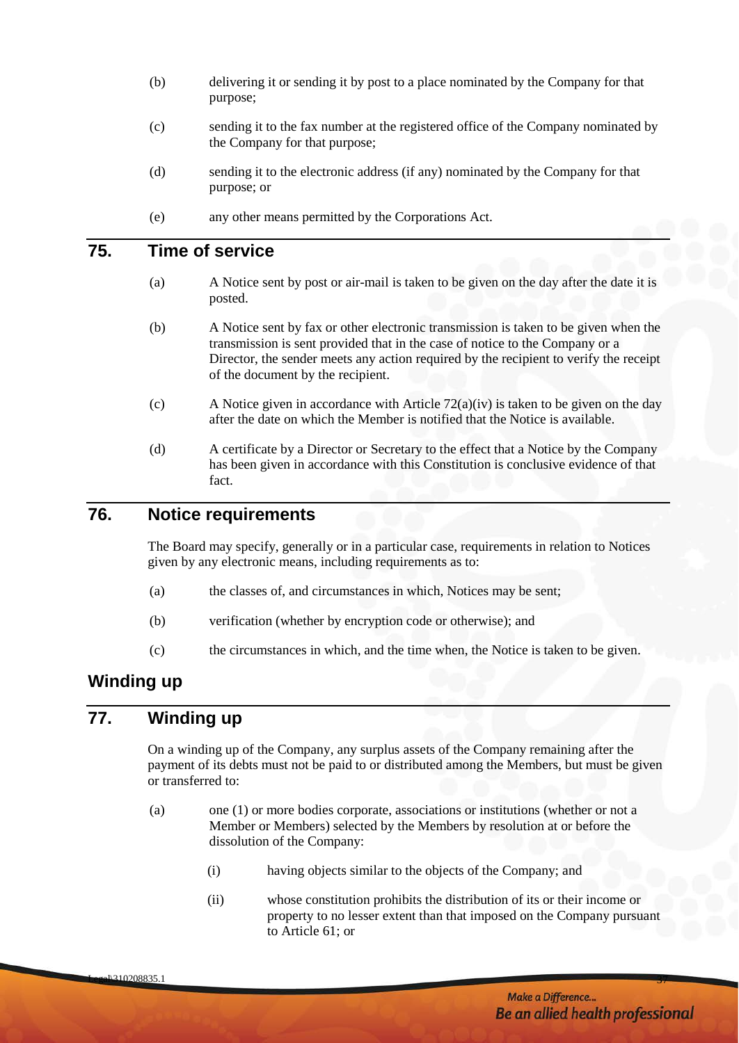(b) delivering it or sending it by post to a place nominated by the Company for that purpose;

(c) sending it to the fax number at the registered office of the Company nominated by the Company for that purpose;

(d) sending it to the electronic address (if any) nominated by the Company for that purpose; or

(e) any other means permitted by the Corporations Act.

## 75. Time of service

(a) A Notice sent by post or air-mail is taken to be given on the day after the date it is posted.

(b) A Notice sent by fax or other electronic transmission is taken to be given when the transmission is sent provided that in the case of notice to the Company or a Director, the sender meets any action required by the recipient to verify the receipt of the document by the recipient.

(c) A Notice given in accordance with Article 72(a)(iv) is taken to be given on the day after the date on which the Member is notified that the Notice is available.

(d) A certificate by a Director or Secretary to the effect that a Notice by the Company has been given in accordance with this Constitution is conclusive evidence of that fact.

## 76. Notice requirements

The Board may specify, generally or in a particular case, requirements in relation to Notices given by any electronic means, including requirements as to:

(a) the classes of, and circumstances in which, Notices may be sent;

(b) verification (whether by encryption code or otherwise); and

(c) the circumstances in which, and the time when, the Notice is taken to be given.

# Winding up

## 77. Winding up

On a winding up of the Company, any surplus assets of the Company remaining after the payment of its debts must not be paid to or distributed among the Members, but must be given or transferred to:

(a) one (1) or more bodies corporate, associations or institutions (whether or not a Member or Members) selected by the Members by resolution at or before the dissolution of the Company:

   (i) having objects similar to the objects of the Company; and

   (ii) whose constitution prohibits the distribution of its or their income or property to no lesser extent than that imposed on the Company pursuant to Article 61; or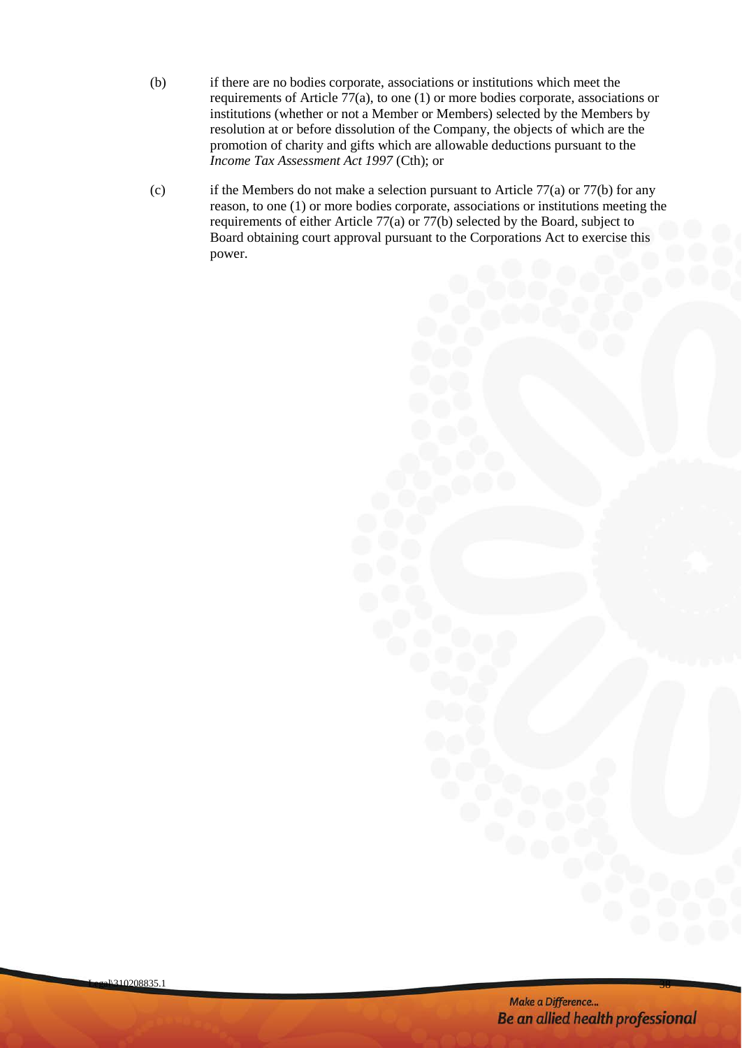(b) if there are no bodies corporate, associations or institutions which meet the requirements of Article 77(a), to one (1) or more bodies corporate, associations or institutions (whether or not a Member or Members) selected by the Members by resolution at or before dissolution of the Company, the objects of which are the promotion of charity and gifts which are allowable deductions pursuant to the *Income Tax Assessment Act 1997* (Cth); or

(c) if the Members do not make a selection pursuant to Article 77(a) or 77(b) for any reason, to one (1) or more bodies corporate, associations or institutions meeting the requirements of either Article 77(a) or 77(b) selected by the Board, subject to Board obtaining court approval pursuant to the Corporations Act to exercise this power.